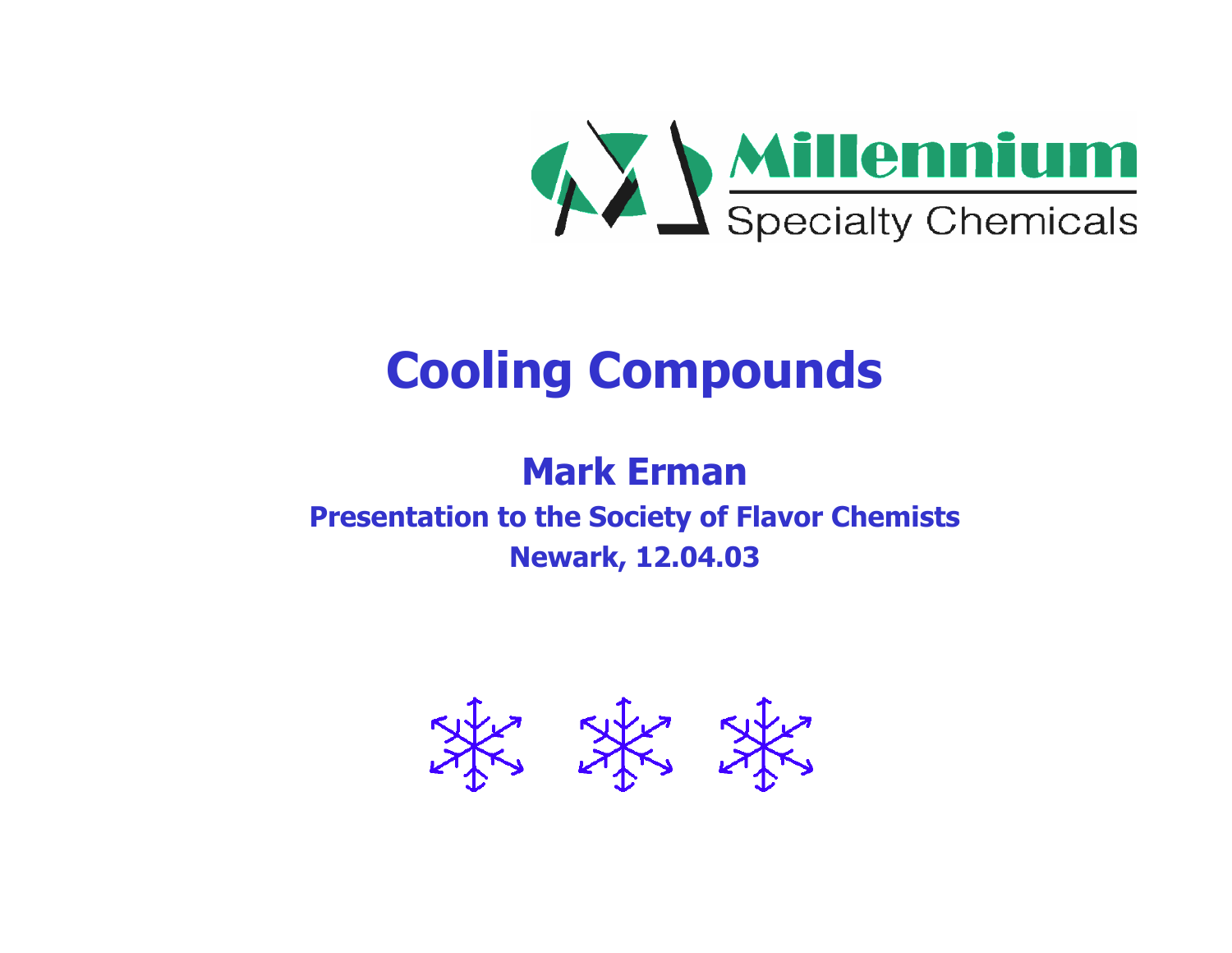Millennium Specialty Chemicals

# Cooling Compounds

## Mark Erman

**Presentation to the Society of Flavor Chemists**

**Newark, 12.04.03**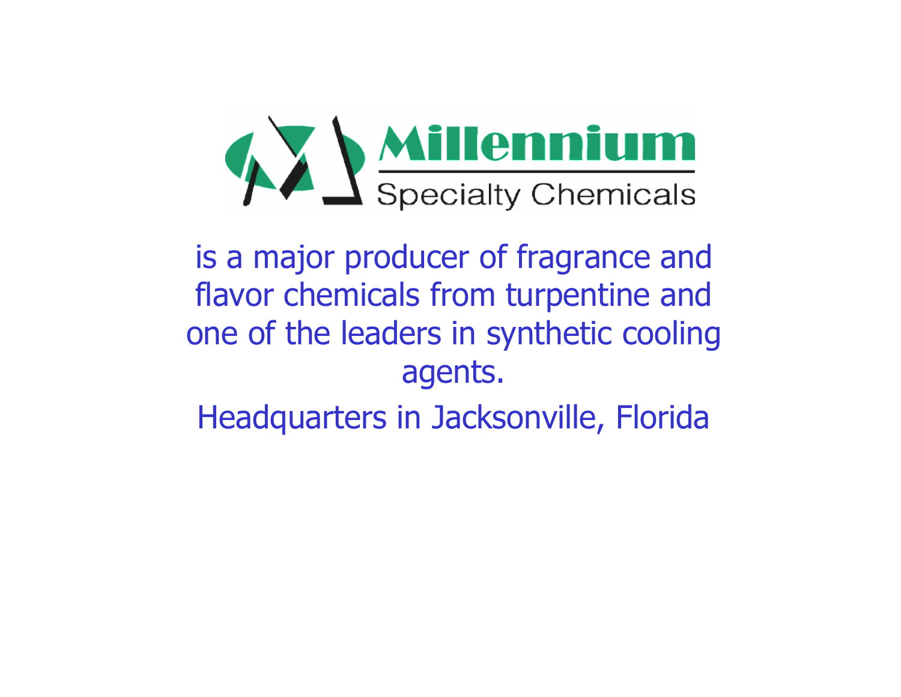**Millennium**

Specialty Chemicals

is a major producer of fragrance and flavor chemicals from turpentine and one of the leaders in synthetic cooling agents.

Headquarters in Jacksonville, Florida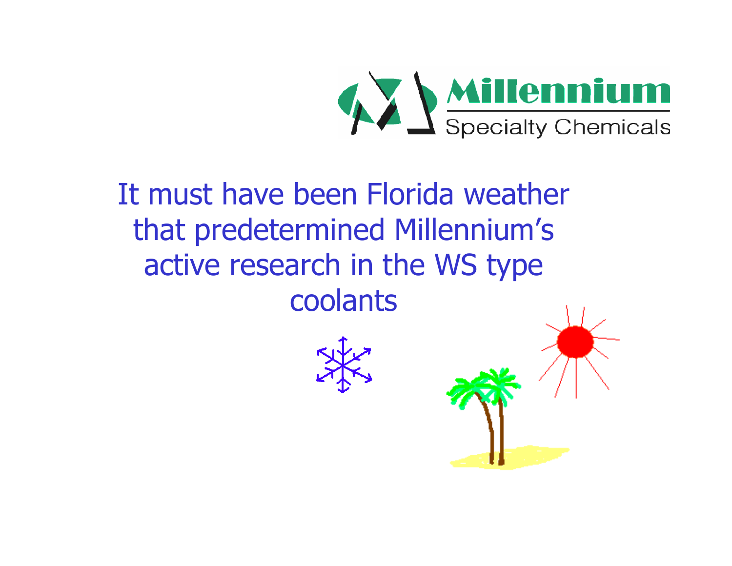Millennium
Specialty Chemicals

It must have been Florida weather that predetermined Millennium's active research in the WS type coolants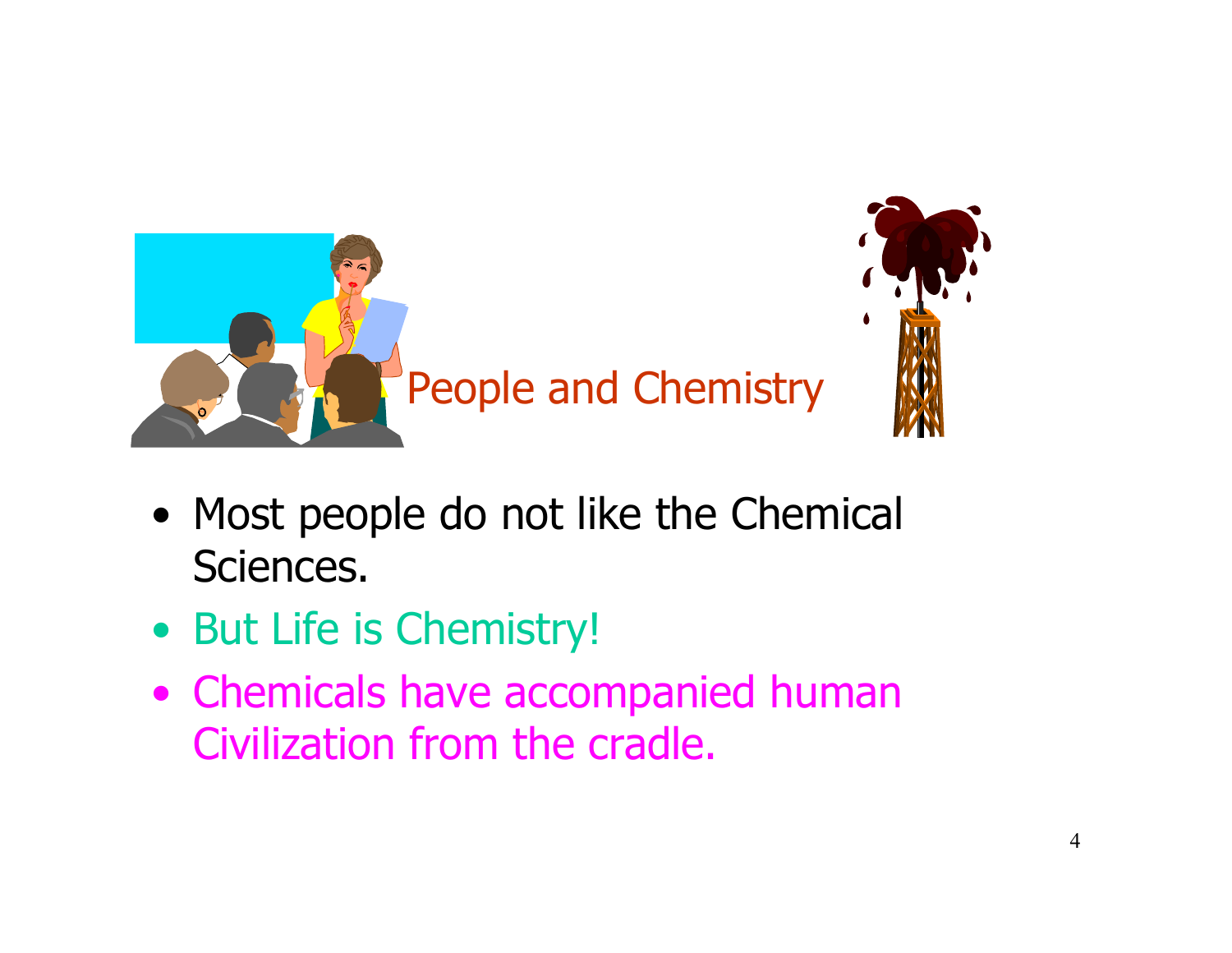## People and Chemistry

- Most people do not like the Chemical Sciences.
- But Life is Chemistry!
- Chemicals have accompanied human Civilization from the cradle.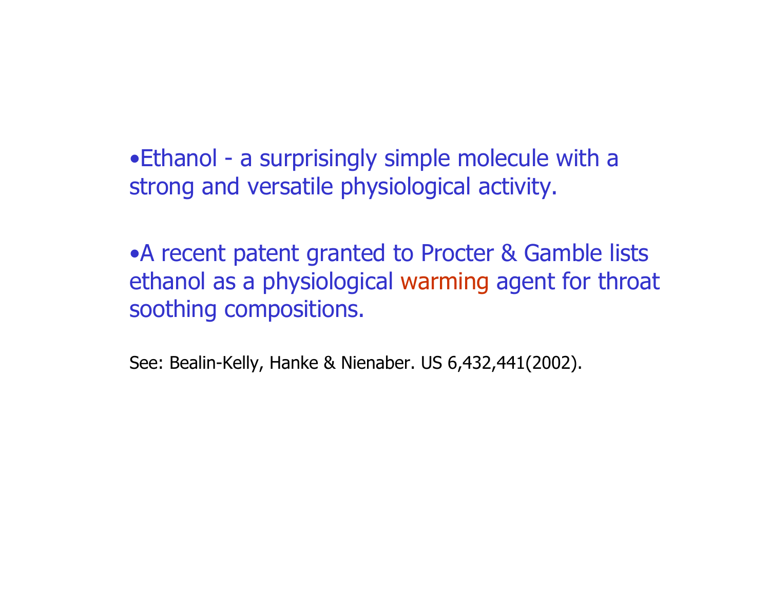- Ethanol - a surprisingly simple molecule with a strong and versatile physiological activity.

- A recent patent granted to Procter & Gamble lists ethanol as a physiological warming agent for throat soothing compositions.

See: Bealin-Kelly, Hanke & Nienaber. US 6,432,441(2002).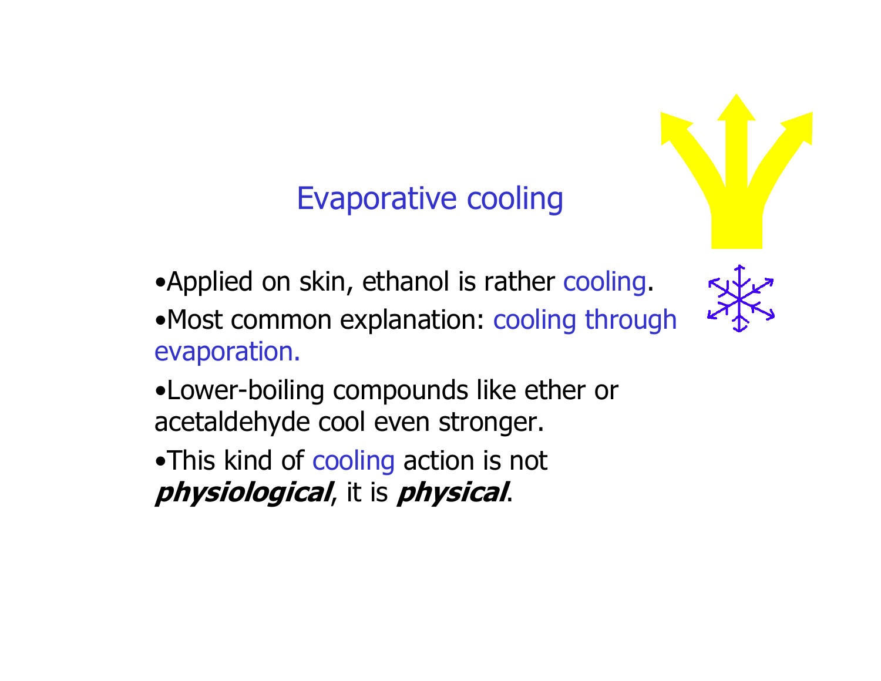# Evaporative cooling

- Applied on skin, ethanol is rather cooling.
- Most common explanation: cooling through evaporation.
- Lower-boiling compounds like ether or acetaldehyde cool even stronger.
- This kind of cooling action is not ***physiological***, it is ***physical***.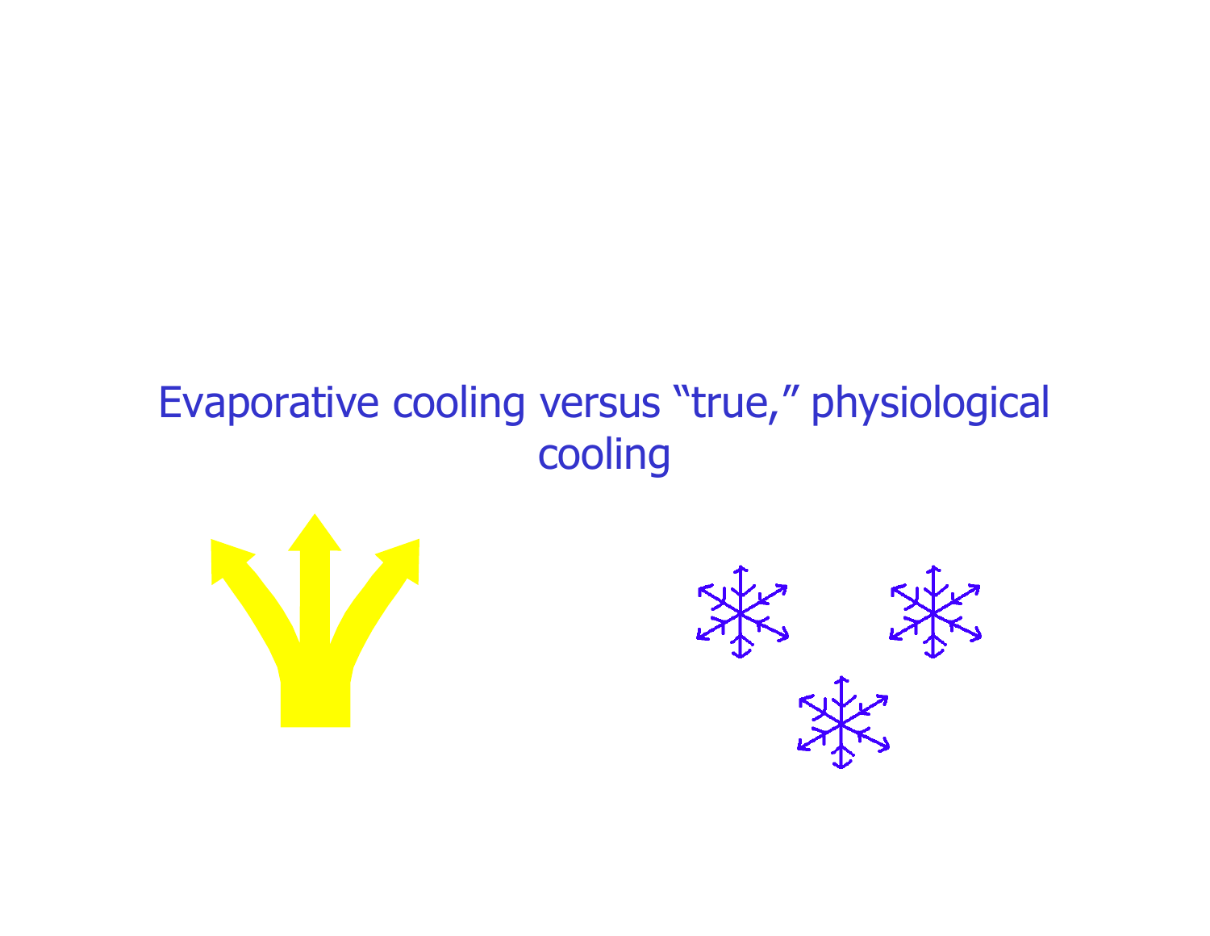# Evaporative cooling versus “true,” physiological cooling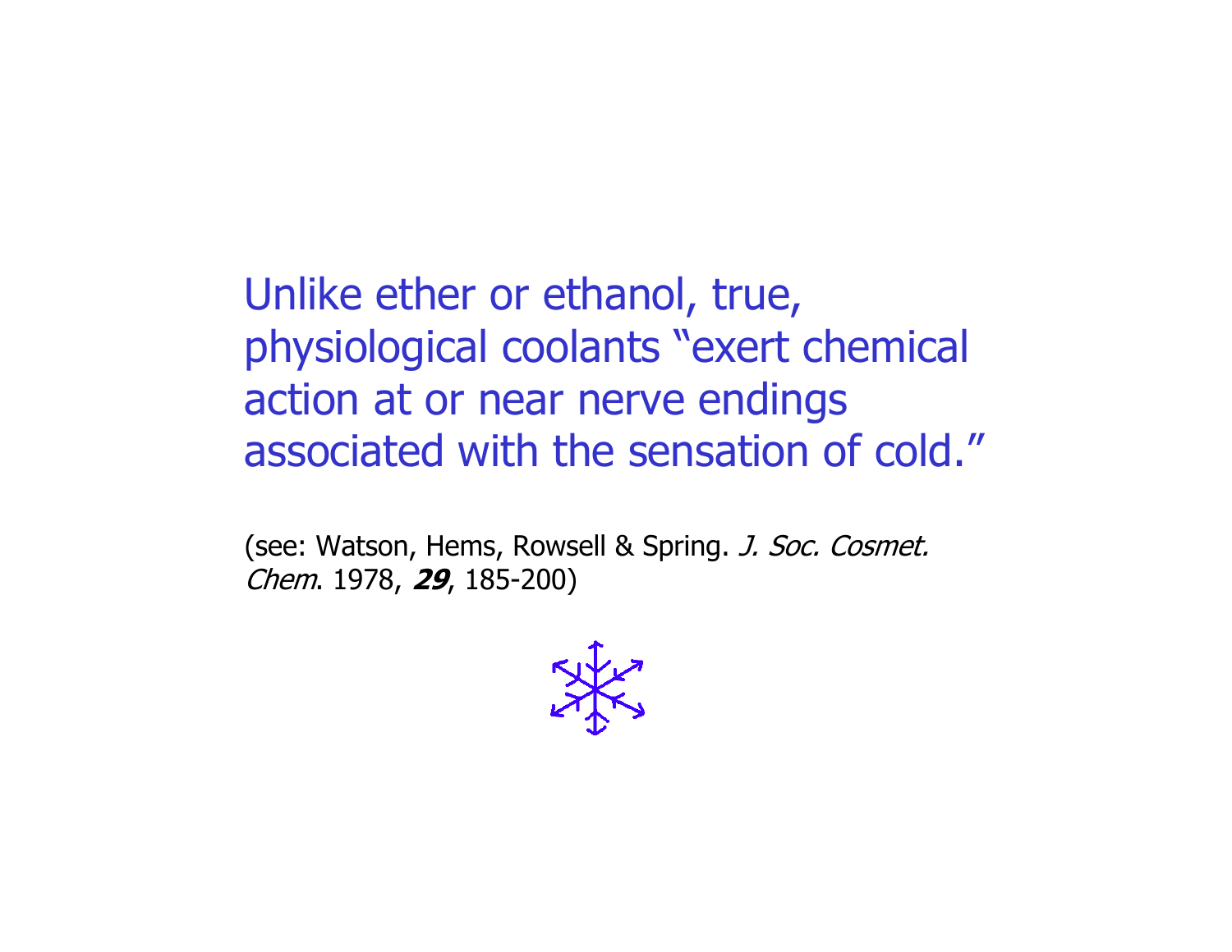Unlike ether or ethanol, true, physiological coolants “exert chemical action at or near nerve endings associated with the sensation of cold.”

(see: Watson, Hems, Rowsell & Spring. *J. Soc. Cosmet. Chem*. 1978, ***29***, 185-200)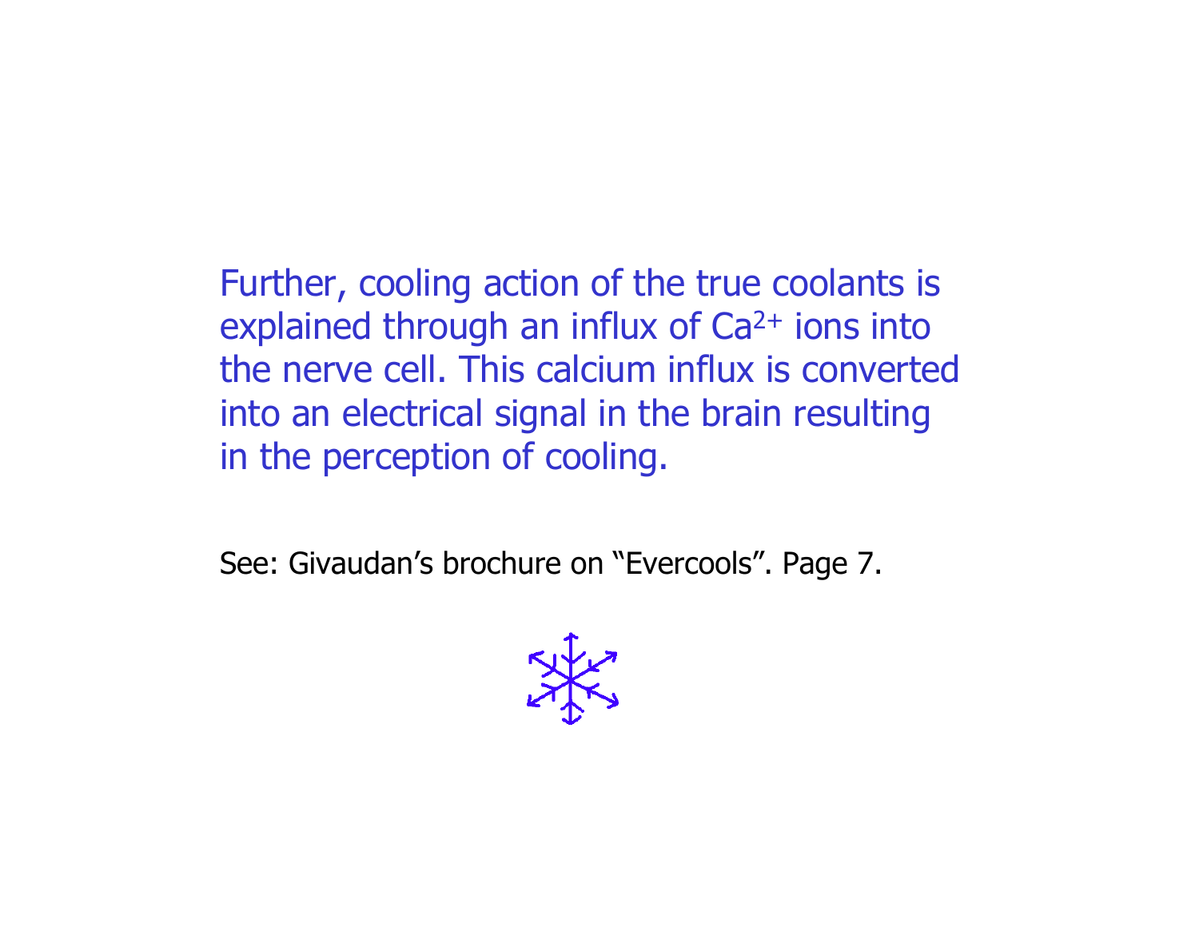Further, cooling action of the true coolants is explained through an influx of $Ca^{2+}$ ions into the nerve cell. This calcium influx is converted into an electrical signal in the brain resulting in the perception of cooling.

See: Givaudan’s brochure on “Evercools”. Page 7.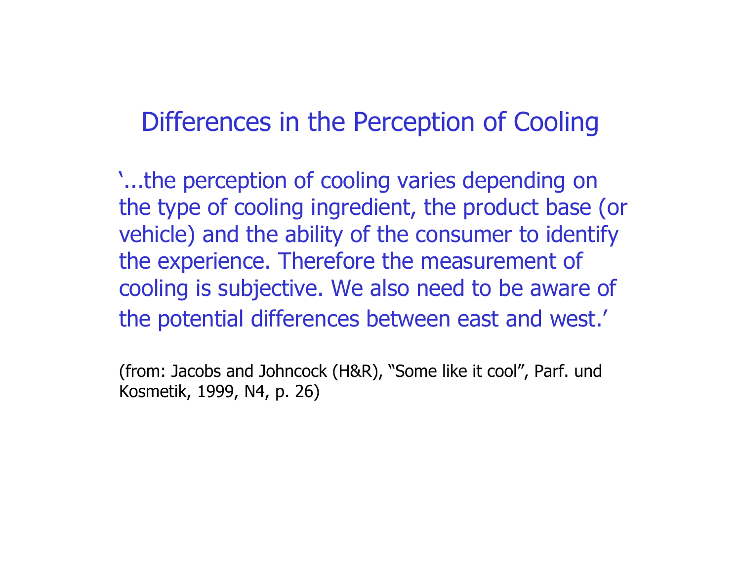# Differences in the Perception of Cooling

'...the perception of cooling varies depending on the type of cooling ingredient, the product base (or vehicle) and the ability of the consumer to identify the experience. Therefore the measurement of cooling is subjective. We also need to be aware of the potential differences between east and west.'

(from: Jacobs and Johncock (H&R), "Some like it cool", Parf. und Kosmetik, 1999, N4, p. 26)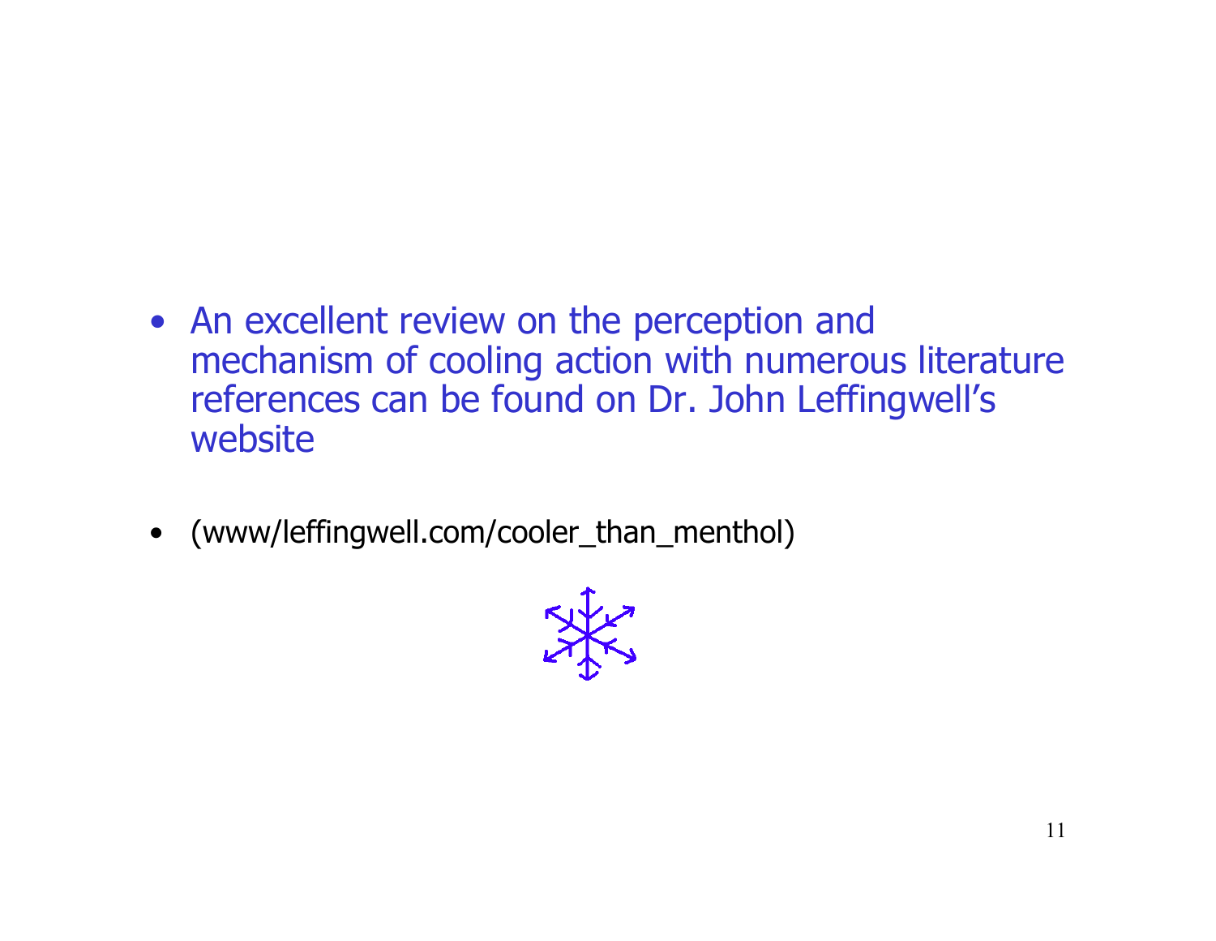- An excellent review on the perception and mechanism of cooling action with numerous literature references can be found on Dr. John Leffingwell's website

- (www/leffingwell.com/cooler_than_menthol)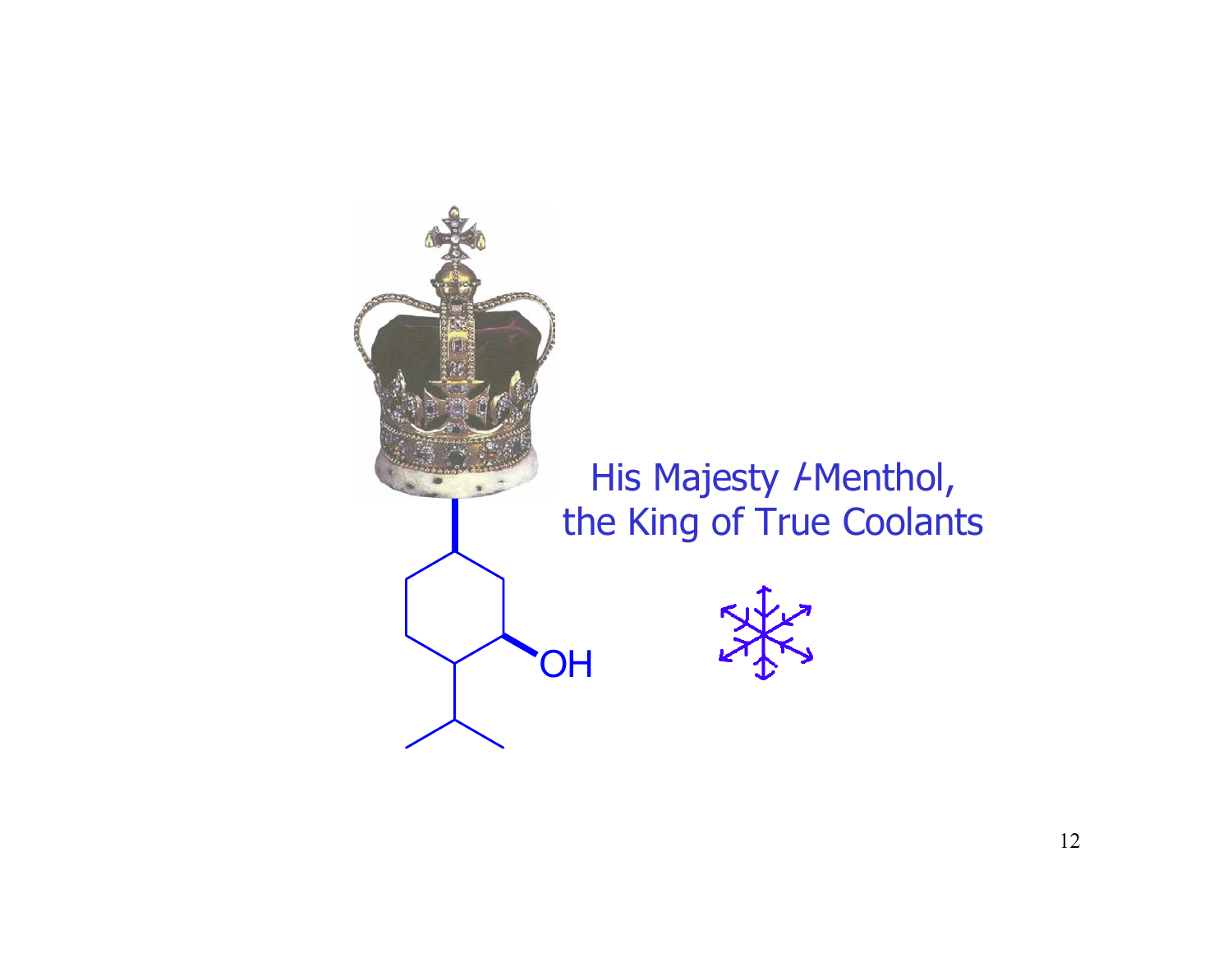His Majesty *l*-Menthol,
the King of True Coolants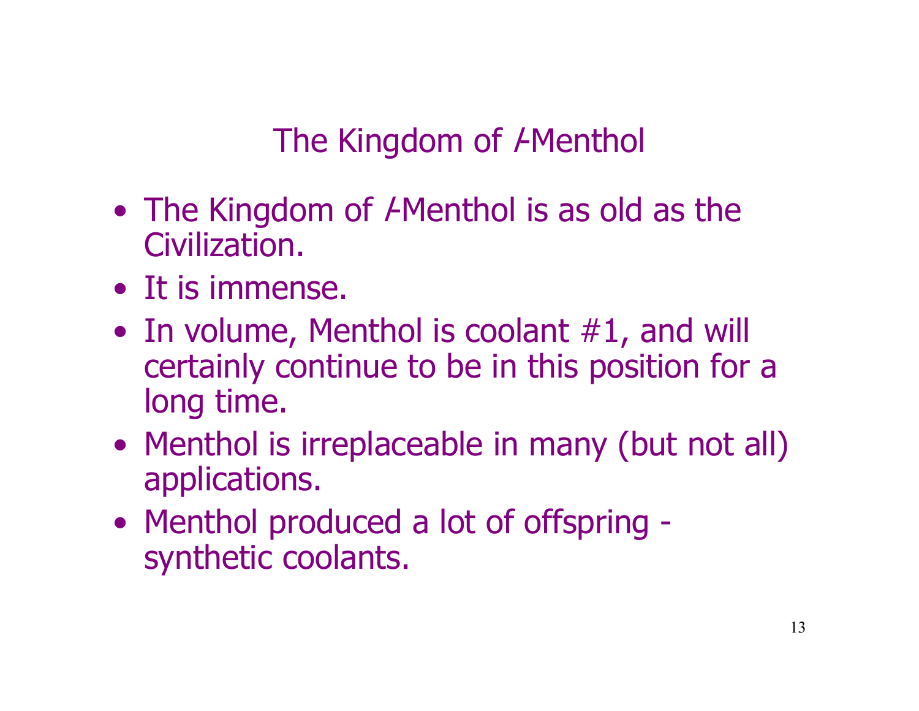# The Kingdom of *l*-Menthol

- The Kingdom of *l*-Menthol is as old as the Civilization.
- It is immense.
- In volume, Menthol is coolant #1, and will certainly continue to be in this position for a long time.
- Menthol is irreplaceable in many (but not all) applications.
- Menthol produced a lot of offspring - synthetic coolants.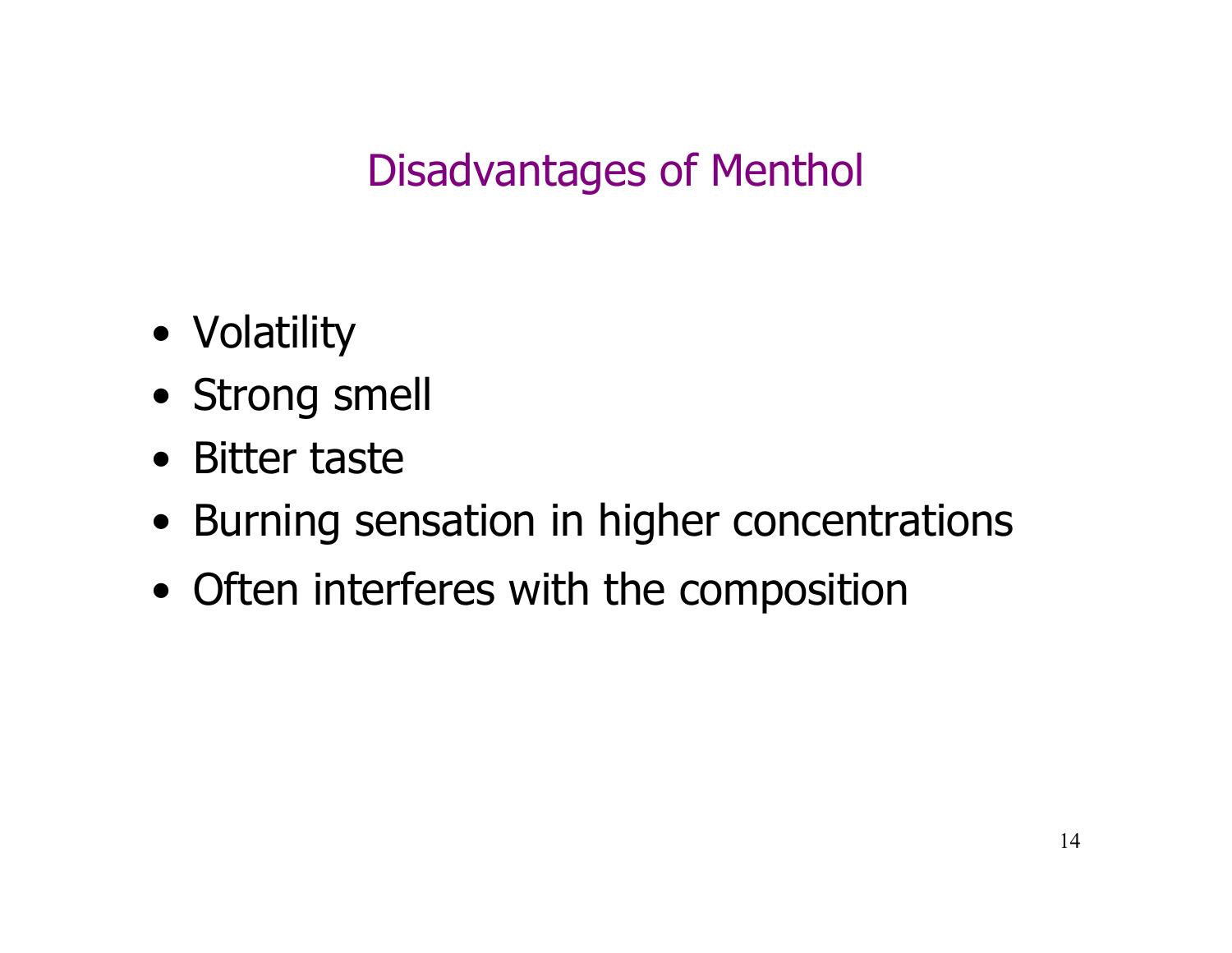# Disadvantages of Menthol

- Volatility
- Strong smell
- Bitter taste
- Burning sensation in higher concentrations
- Often interferes with the composition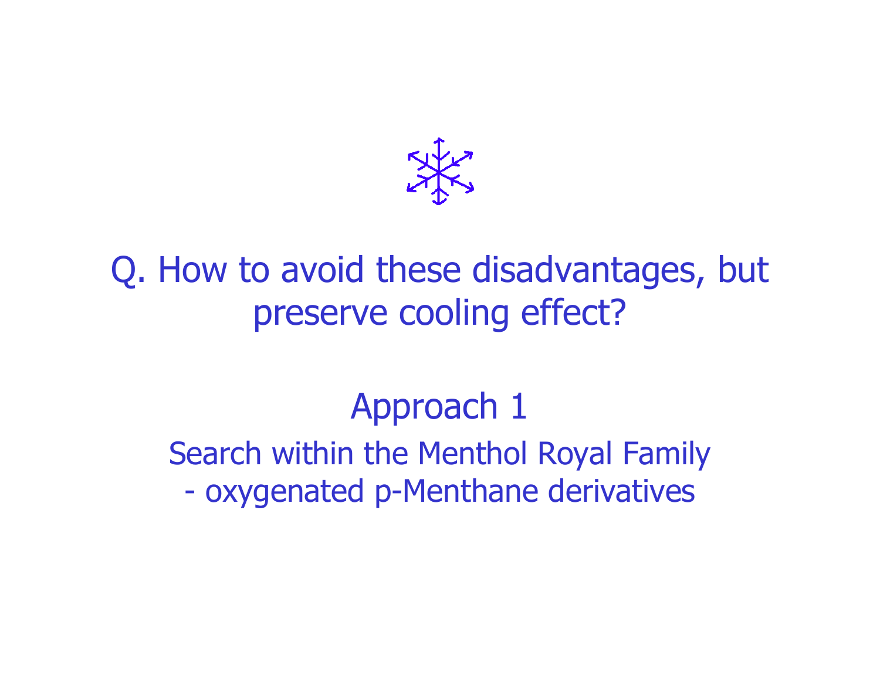Q. How to avoid these disadvantages, but preserve cooling effect?

## Approach 1

Search within the Menthol Royal Family

- oxygenated p-Menthane derivatives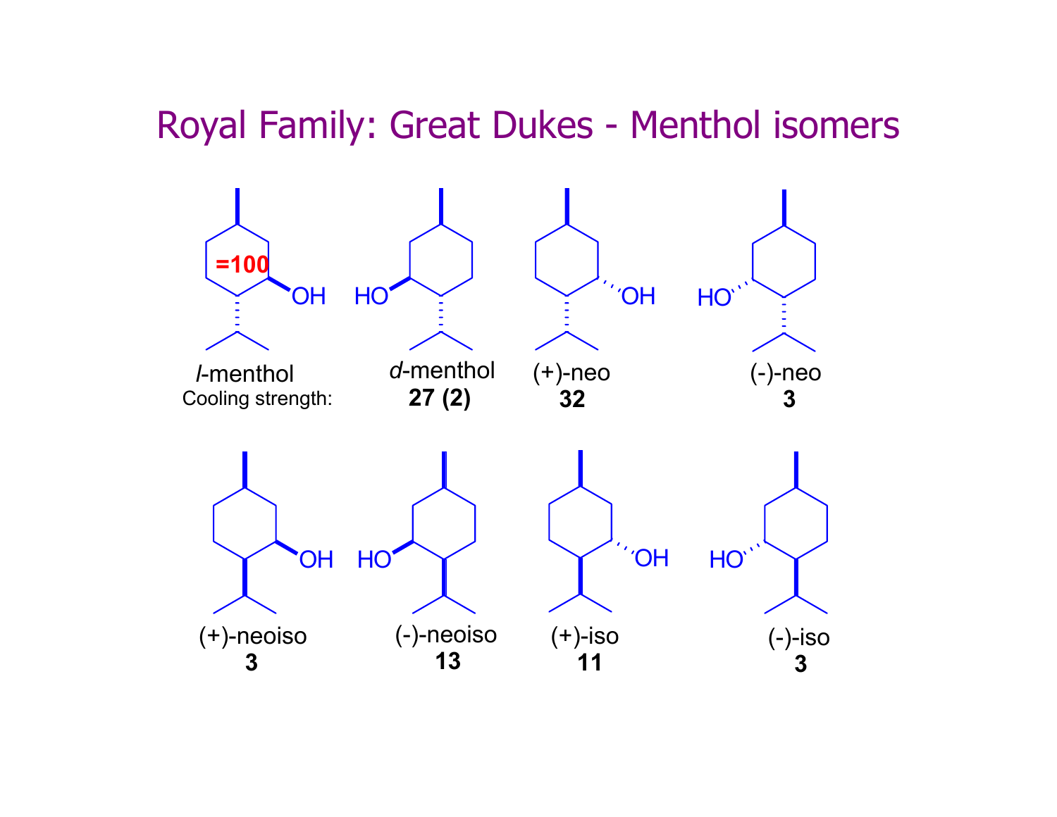# Royal Family: Great Dukes - Menthol isomers

| Isomer | Cooling strength |
| --- | --- |
| *l*-menthol | =100 |
| *d*-menthol | **27 (2)** |
| (+)-neo | **32** |
| (-)-neo | **3** |
| (+)-neoiso | **3** |
| (-)-neoiso | **13** |
| (+)-iso | **11** |
| (-)-iso | **3** |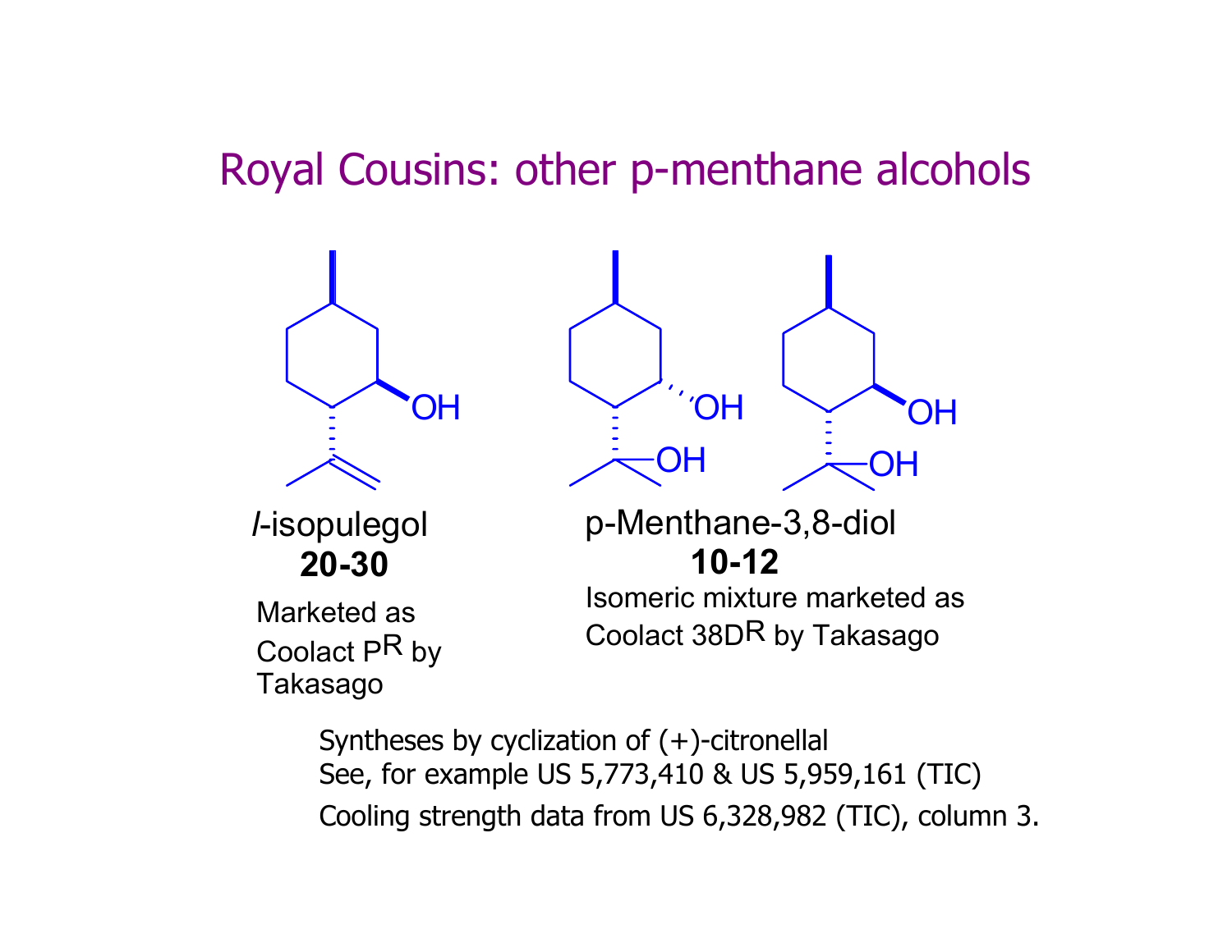# Royal Cousins: other p-menthane alcohols

*l*-isopulegol
**20-30**

Marketed as Coolact P$^{R}$ by Takasago

p-Menthane-3,8-diol
**10-12**

Isomeric mixture marketed as Coolact 38D$^{R}$ by Takasago

Syntheses by cyclization of (+)-citronellal
See, for example US 5,773,410 & US 5,959,161 (TIC)
Cooling strength data from US 6,328,982 (TIC), column 3.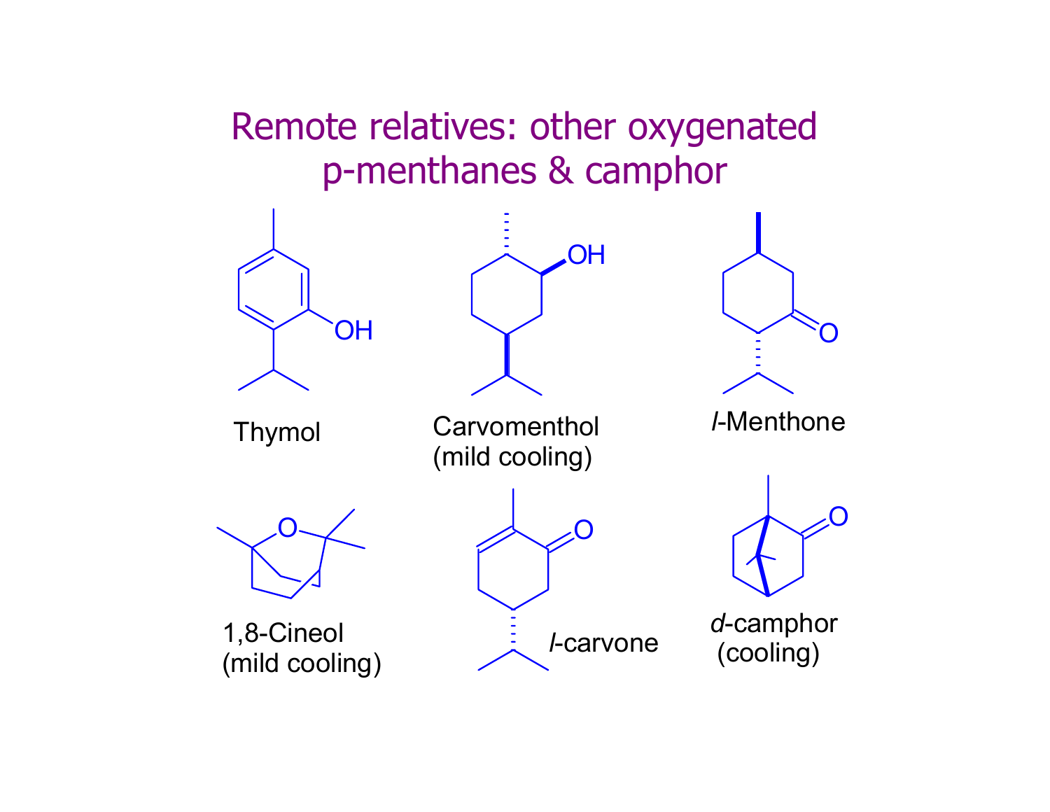# Remote relatives: other oxygenated p-menthanes & camphor

Thymol

Carvomenthol (mild cooling)

*l*-Menthone

1,8-Cineol (mild cooling)

*l*-carvone

*d*-camphor (cooling)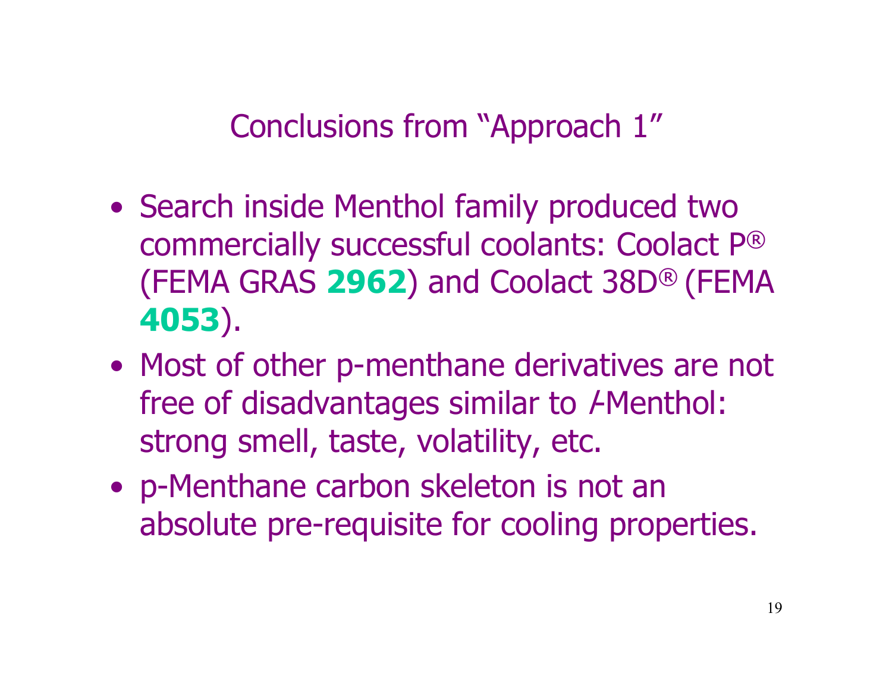# Conclusions from “Approach 1”

- Search inside Menthol family produced two commercially successful coolants: Coolact P® (FEMA GRAS **2962**) and Coolact 38D® (FEMA **4053**).
- Most of other p-menthane derivatives are not free of disadvantages similar to *l*-Menthol: strong smell, taste, volatility, etc.
- p-Menthane carbon skeleton is not an absolute pre-requisite for cooling properties.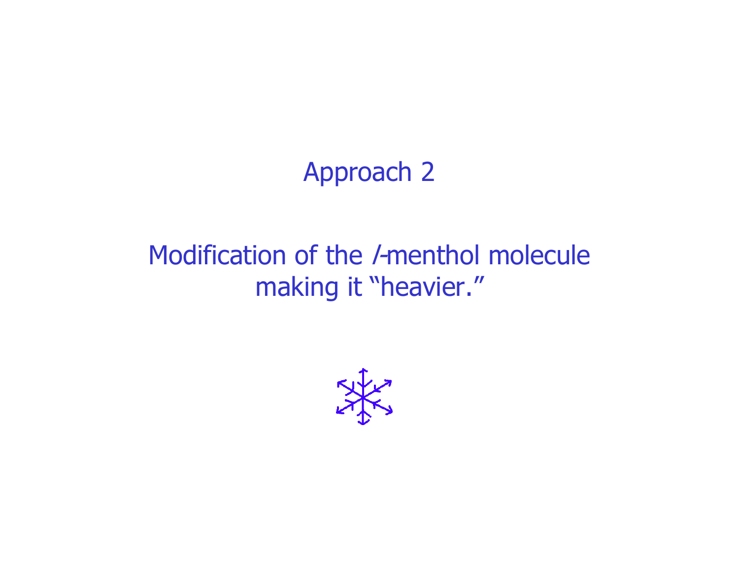# Approach 2

## Modification of the *l*-menthol molecule making it “heavier.”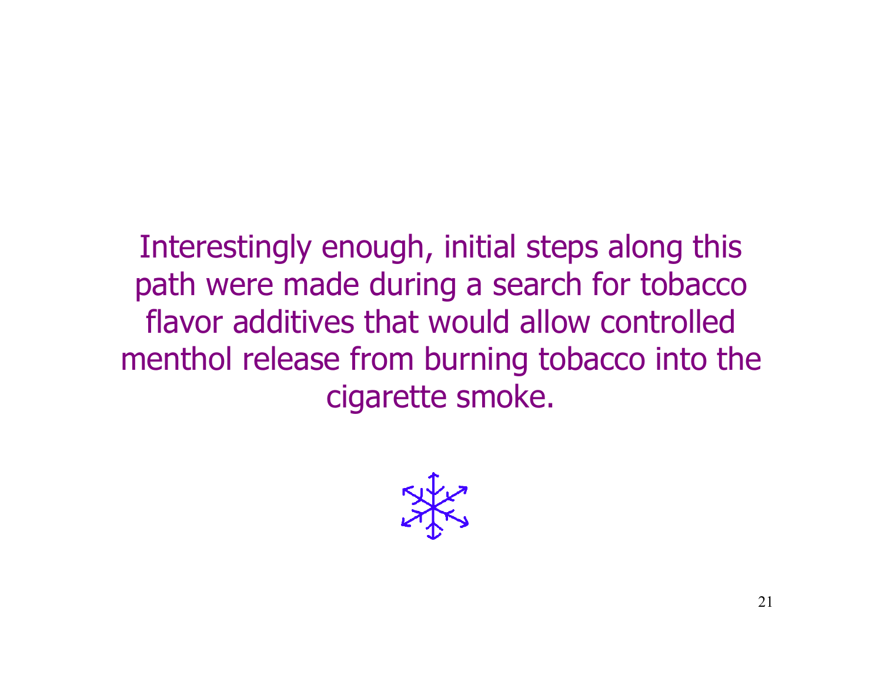Interestingly enough, initial steps along this path were made during a search for tobacco flavor additives that would allow controlled menthol release from burning tobacco into the cigarette smoke.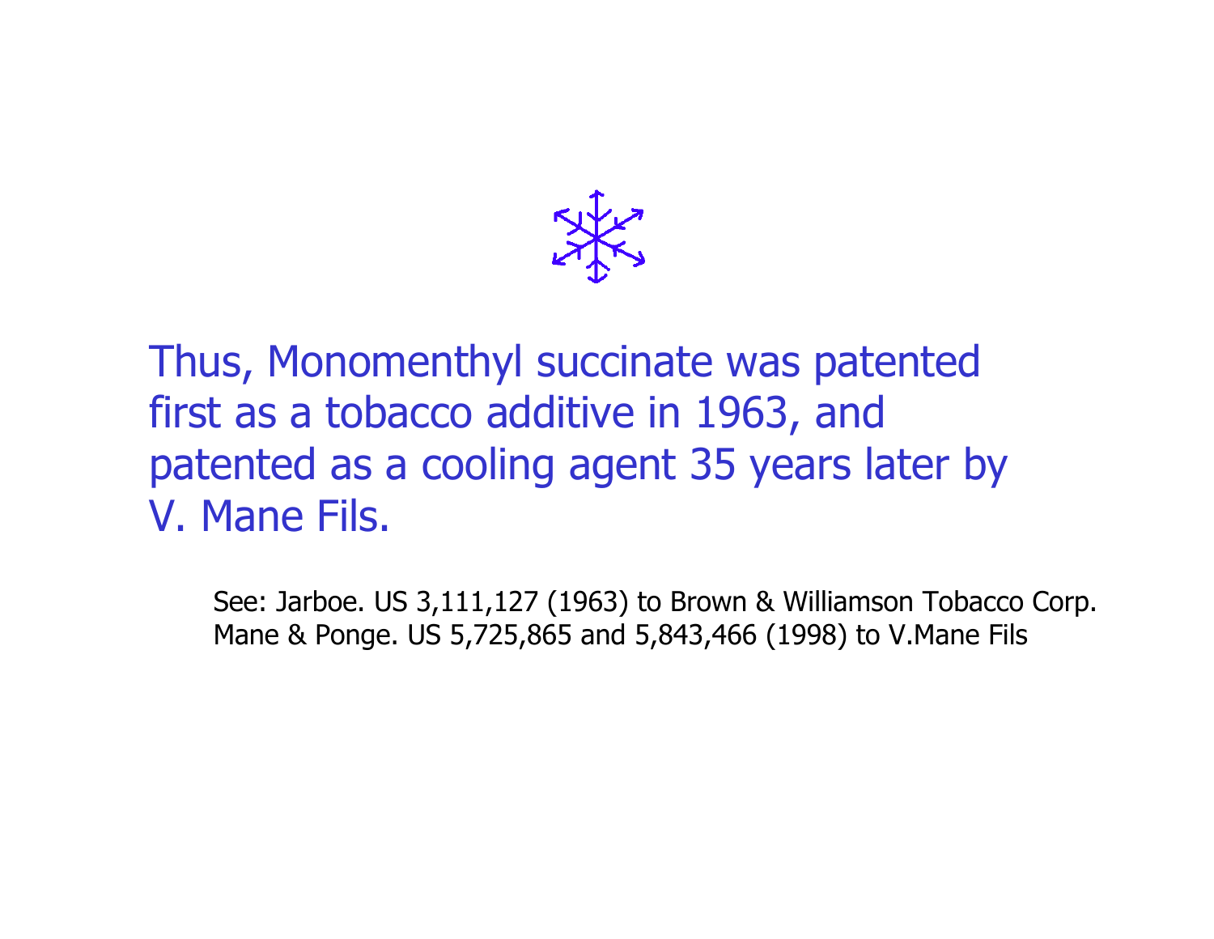Thus, Monomenthyl succinate was patented first as a tobacco additive in 1963, and patented as a cooling agent 35 years later by V. Mane Fils.

See: Jarboe. US 3,111,127 (1963) to Brown & Williamson Tobacco Corp.
Mane & Ponge. US 5,725,865 and 5,843,466 (1998) to V.Mane Fils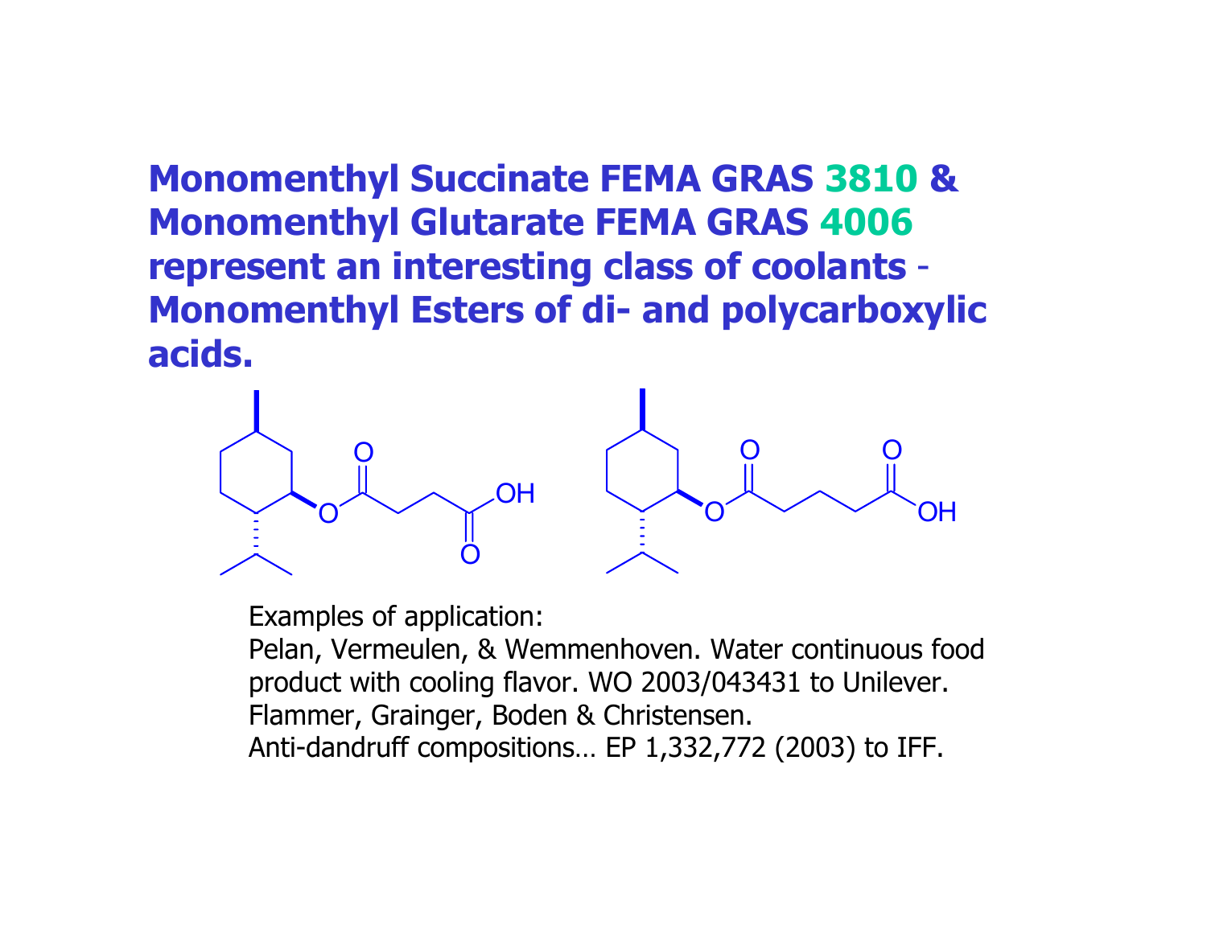## Monomenthyl Succinate FEMA GRAS 3810 & Monomenthyl Glutarate FEMA GRAS 4006 represent an interesting class of coolants - Monomenthyl Esters of di- and polycarboxylic acids.

Examples of application:

Pelan, Vermeulen, & Wemmenhoven. Water continuous food product with cooling flavor. WO 2003/043431 to Unilever.

Flammer, Grainger, Boden & Christensen. Anti-dandruff compositions… EP 1,332,772 (2003) to IFF.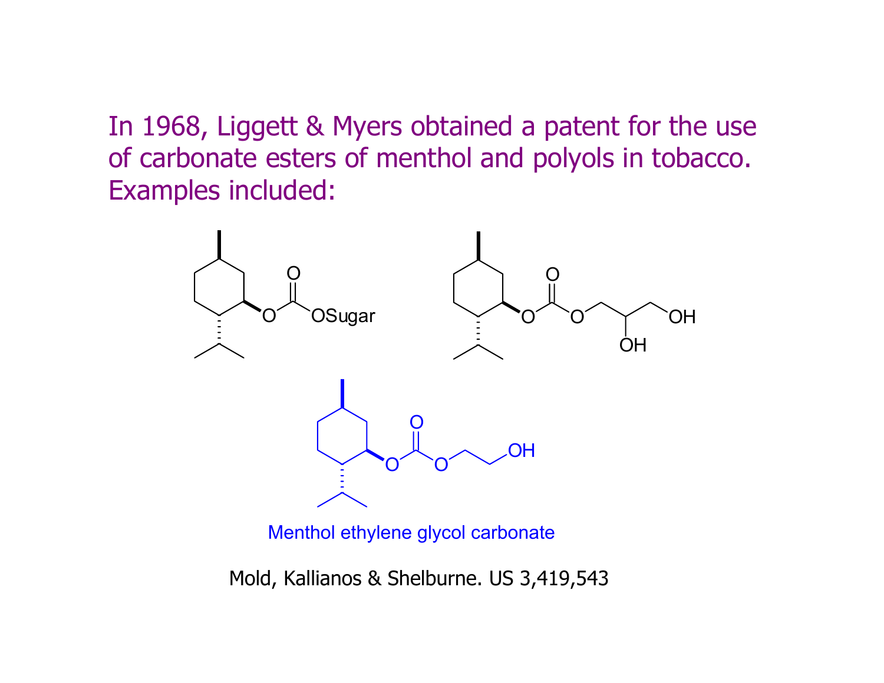In 1968, Liggett & Myers obtained a patent for the use of carbonate esters of menthol and polyols in tobacco. Examples included:

Menthol ethylene glycol carbonate

Mold, Kallianos & Shelburne. US 3,419,543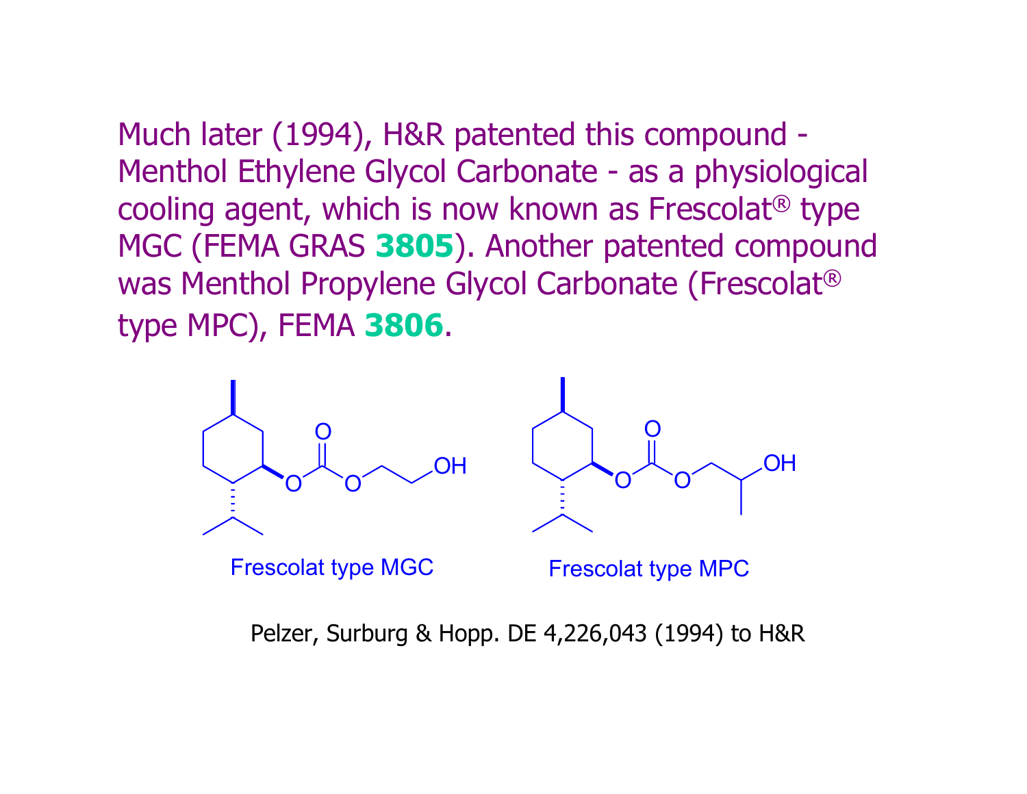Much later (1994), H&R patented this compound - Menthol Ethylene Glycol Carbonate - as a physiological cooling agent, which is now known as Frescolat® type MGC (FEMA GRAS **3805**). Another patented compound was Menthol Propylene Glycol Carbonate (Frescolat® type MPC), FEMA **3806**.

Frescolat type MGC

Frescolat type MPC

Pelzer, Surburg & Hopp. DE 4,226,043 (1994) to H&R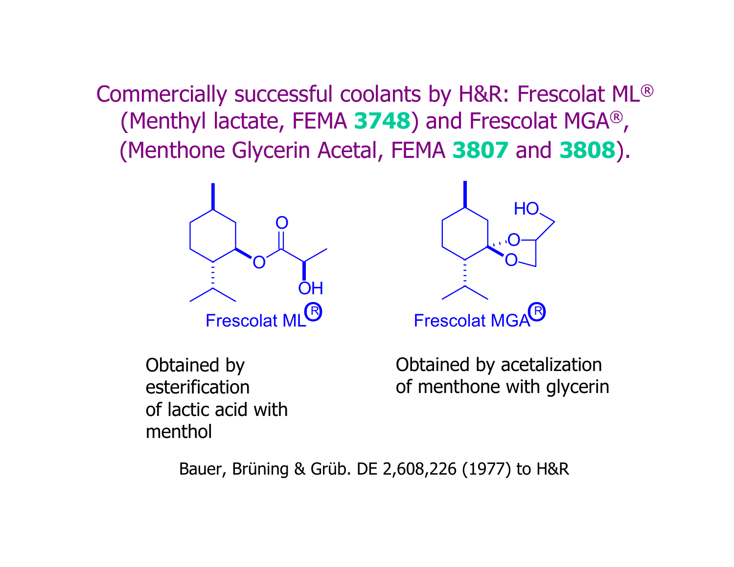# Commercially successful coolants by H&R: Frescolat ML® (Menthyl lactate, FEMA **3748**) and Frescolat MGA®, (Menthone Glycerin Acetal, FEMA **3807** and **3808**).

Frescolat ML®

Obtained by esterification of lactic acid with menthol

Frescolat MGA®

Obtained by acetalization of menthone with glycerin

Bauer, Brüning & Grüb. DE 2,608,226 (1977) to H&R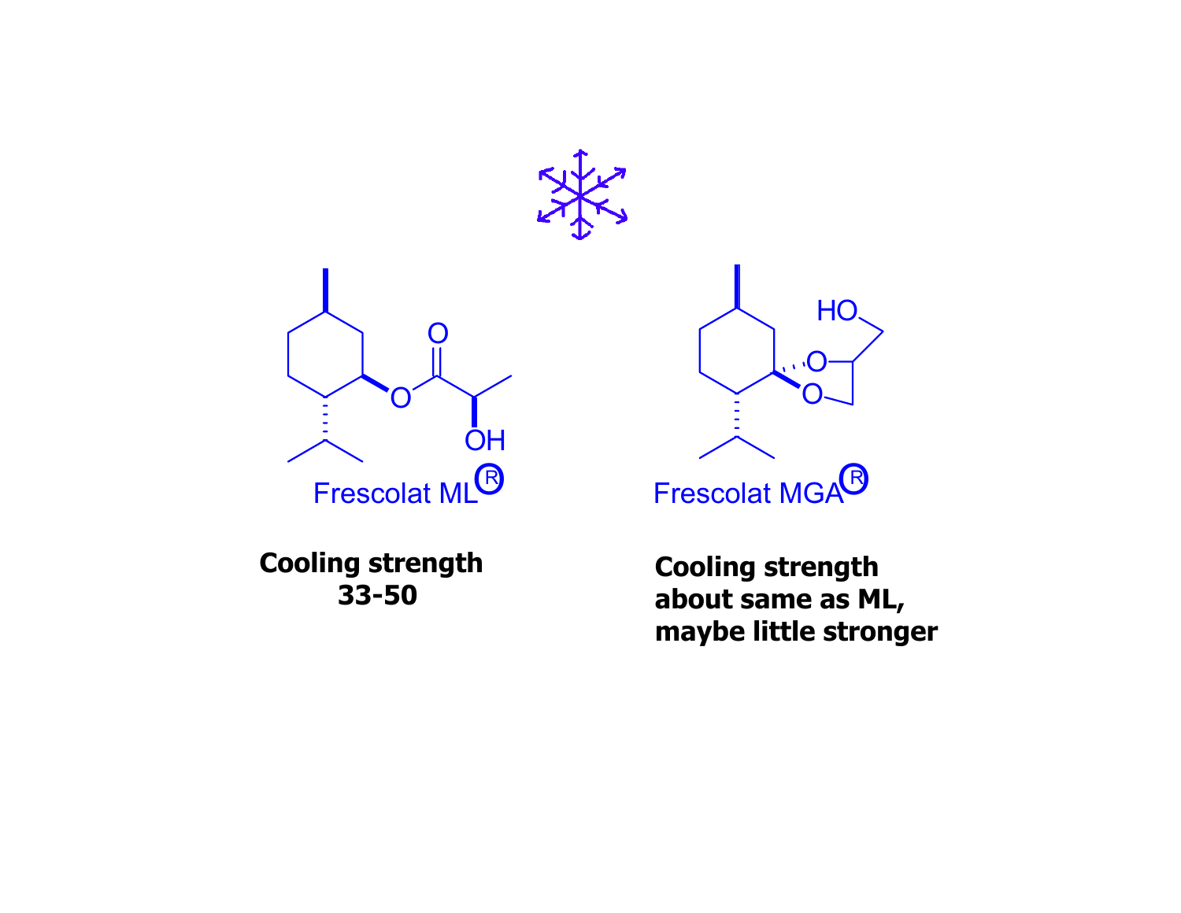Frescolat ML®

**Cooling strength 33-50**

Frescolat MGA®

**Cooling strength about same as ML, maybe little stronger**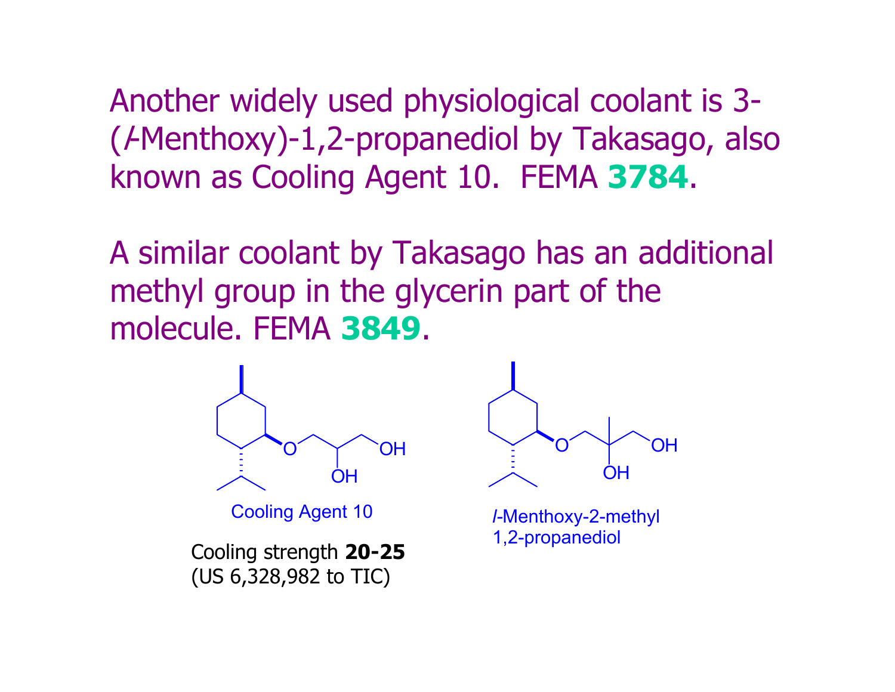Another widely used physiological coolant is 3-(*l*-Menthoxy)-1,2-propanediol by Takasago, also known as Cooling Agent 10. FEMA **3784**.

A similar coolant by Takasago has an additional methyl group in the glycerin part of the molecule. FEMA **3849**.

Cooling Agent 10

Cooling strength **20-25**
(US 6,328,982 to TIC)

*l*-Menthoxy-2-methyl 1,2-propanediol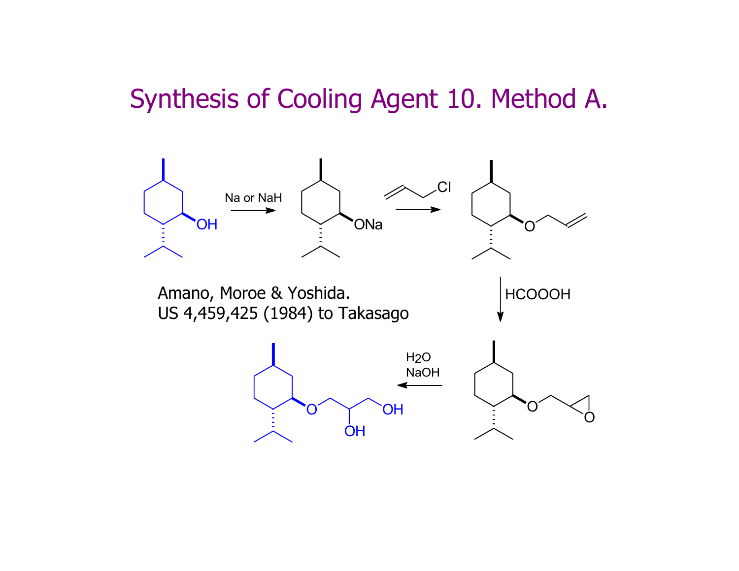# Synthesis of Cooling Agent 10. Method A.

Na or NaH

HCOOOH

$H_2O$
NaOH

Amano, Moroe & Yoshida.
US 4,459,425 (1984) to Takasago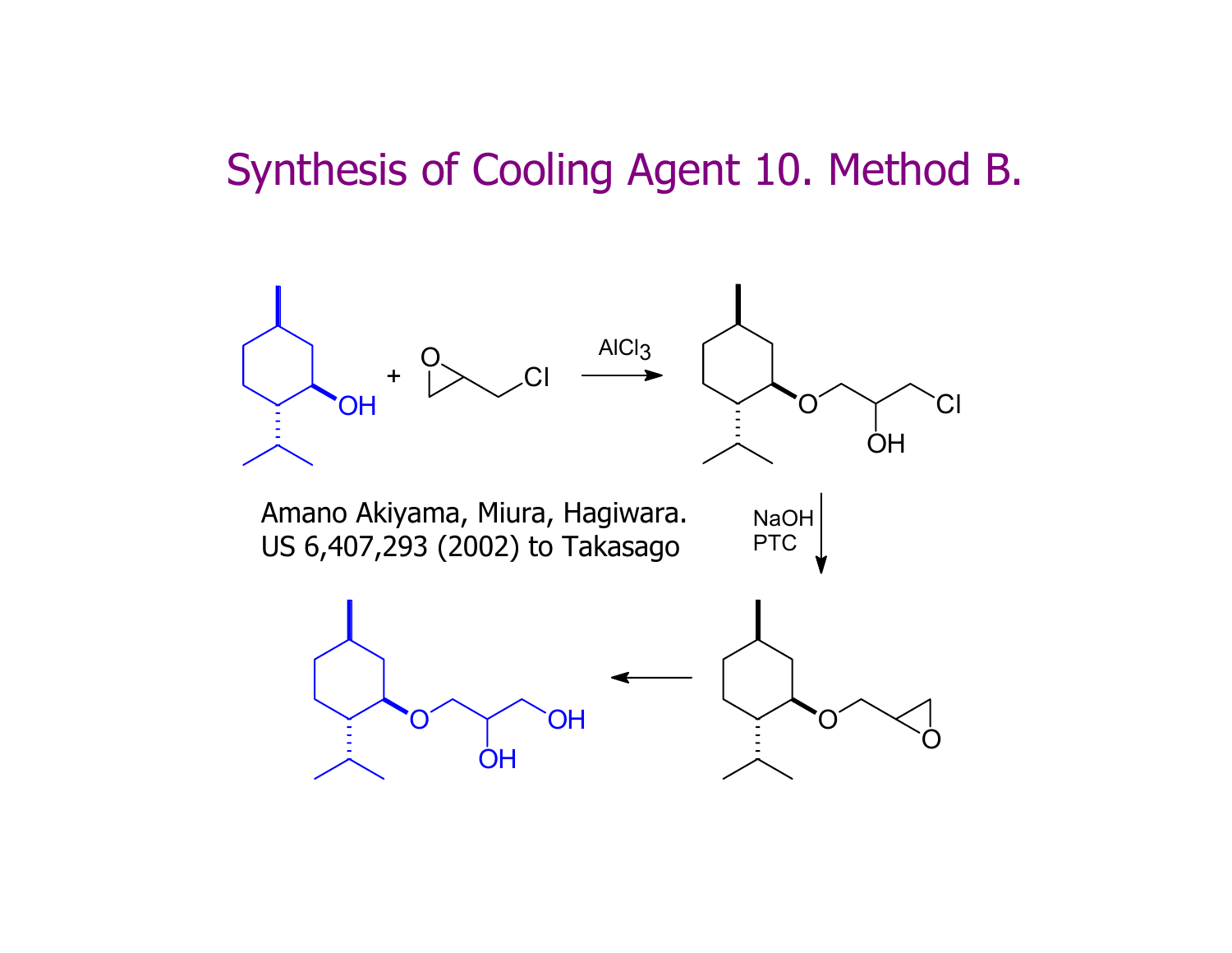# Synthesis of Cooling Agent 10. Method B.

$AlCl_3$

NaOH
PTC

Amano Akiyama, Miura, Hagiwara.
US 6,407,293 (2002) to Takasago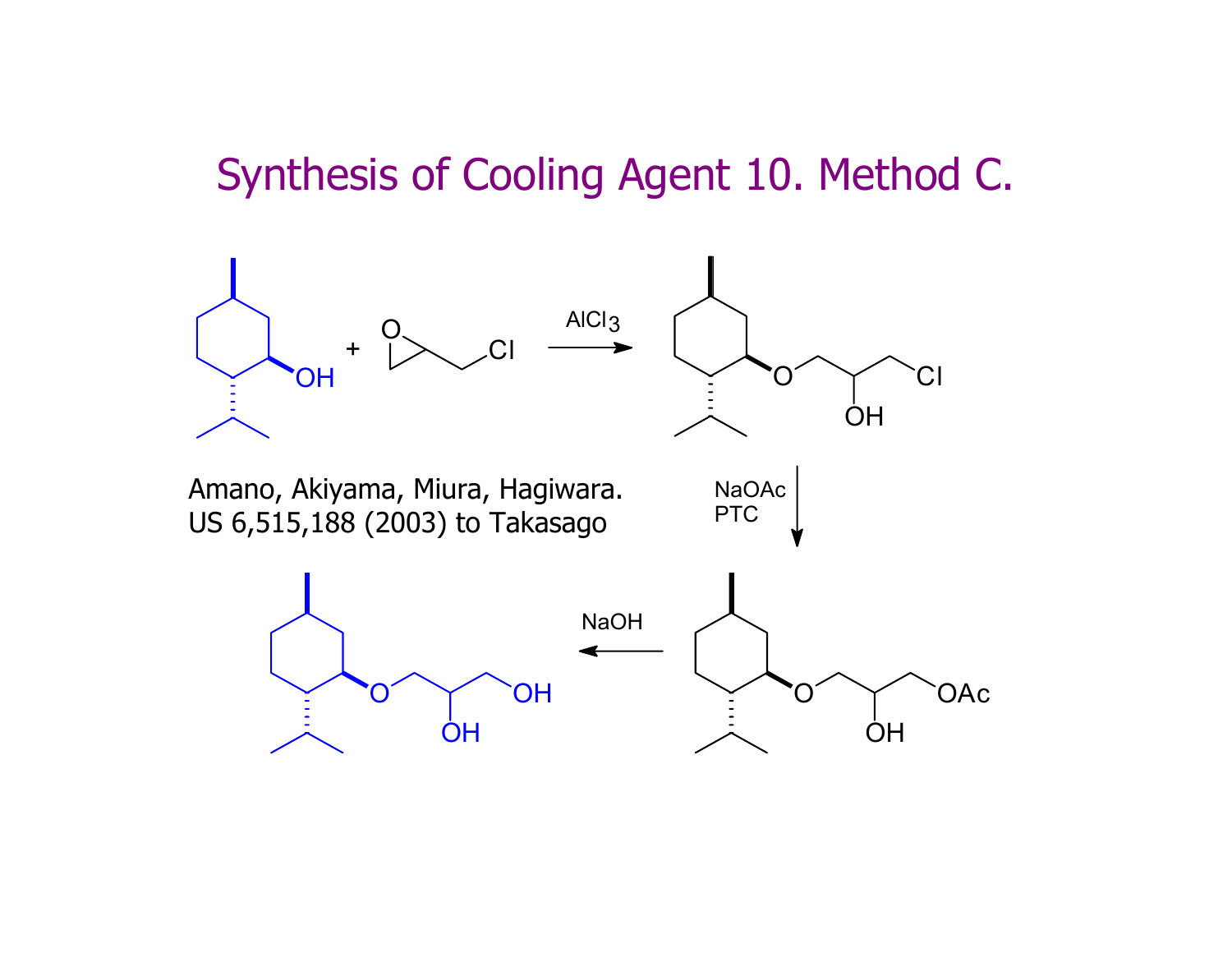# Synthesis of Cooling Agent 10. Method C.

$AlCl_3$

NaOAc
PTC

NaOH

Amano, Akiyama, Miura, Hagiwara.
US 6,515,188 (2003) to Takasago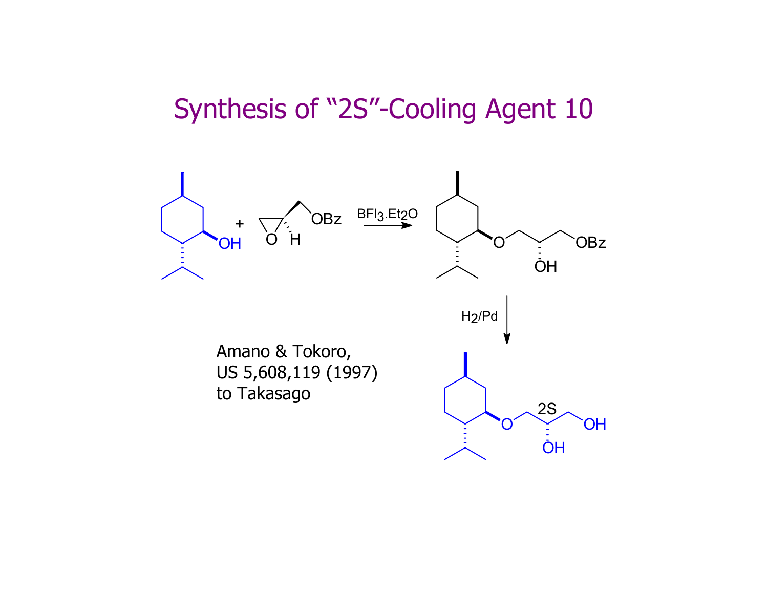# Synthesis of "2S"-Cooling Agent 10

+

OBz

O H

$BFl_3.Et_2O$

O

OBz

OH

$H_2/Pd$

O

2S

OH

OH

Amano & Tokoro,
US 5,608,119 (1997)
to Takasago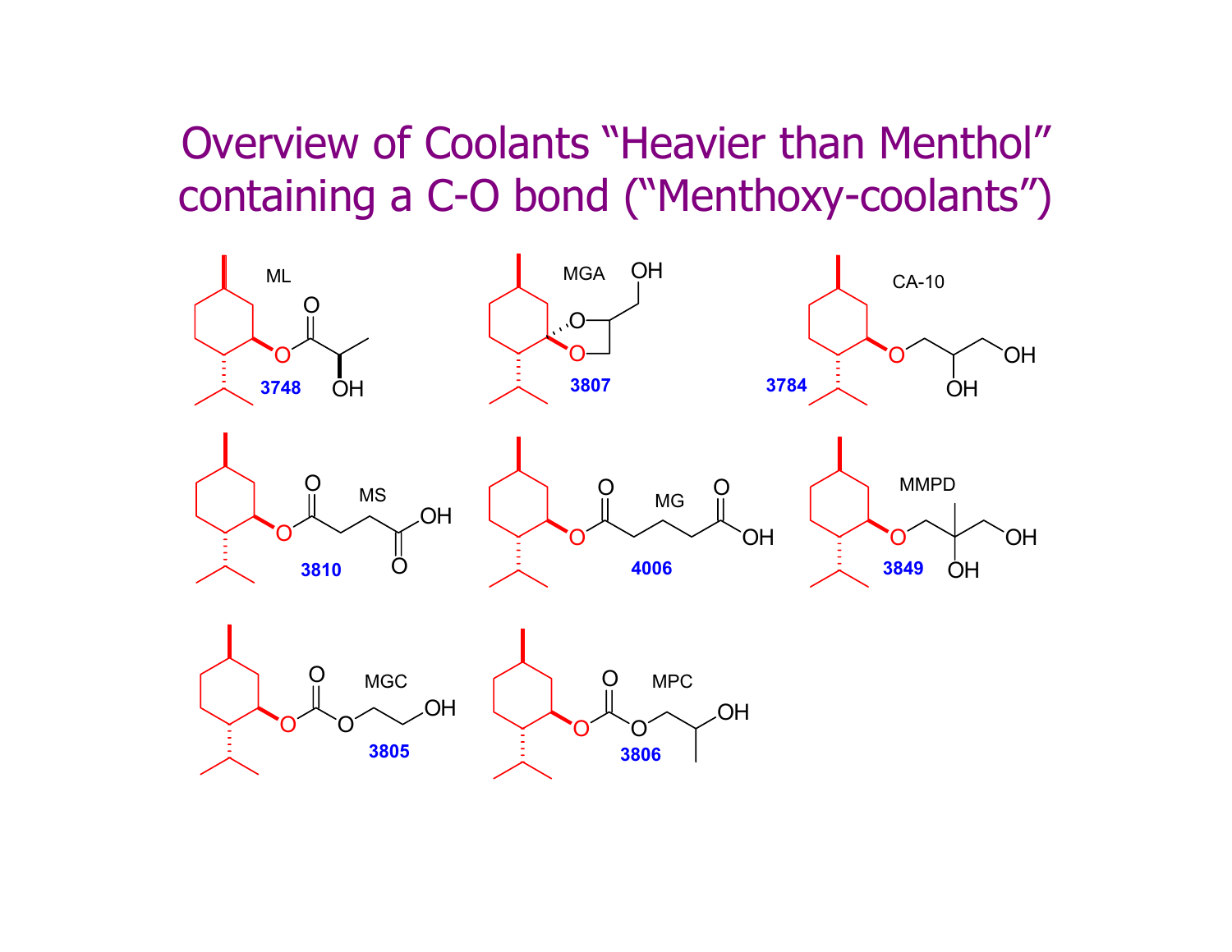# Overview of Coolants "Heavier than Menthol" containing a C-O bond ("Menthoxy-coolants")

ML
3748

MGA
3807

CA-10
3784

MS
3810

MG
4006

MMPD
3849

MGC
3805

MPC
3806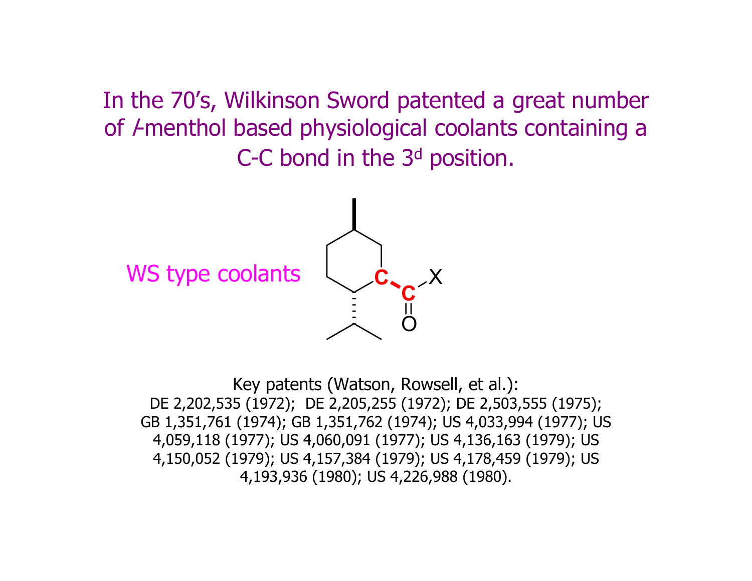In the 70's, Wilkinson Sword patented a great number of *l*-menthol based physiological coolants containing a C-C bond in the 3[d] position.

WS type coolants

Key patents (Watson, Rowsell, et al.):
DE 2,202,535 (1972); DE 2,205,255 (1972); DE 2,503,555 (1975); GB 1,351,761 (1974); GB 1,351,762 (1974); US 4,033,994 (1977); US 4,059,118 (1977); US 4,060,091 (1977); US 4,136,163 (1979); US 4,150,052 (1979); US 4,157,384 (1979); US 4,178,459 (1979); US 4,193,936 (1980); US 4,226,988 (1980).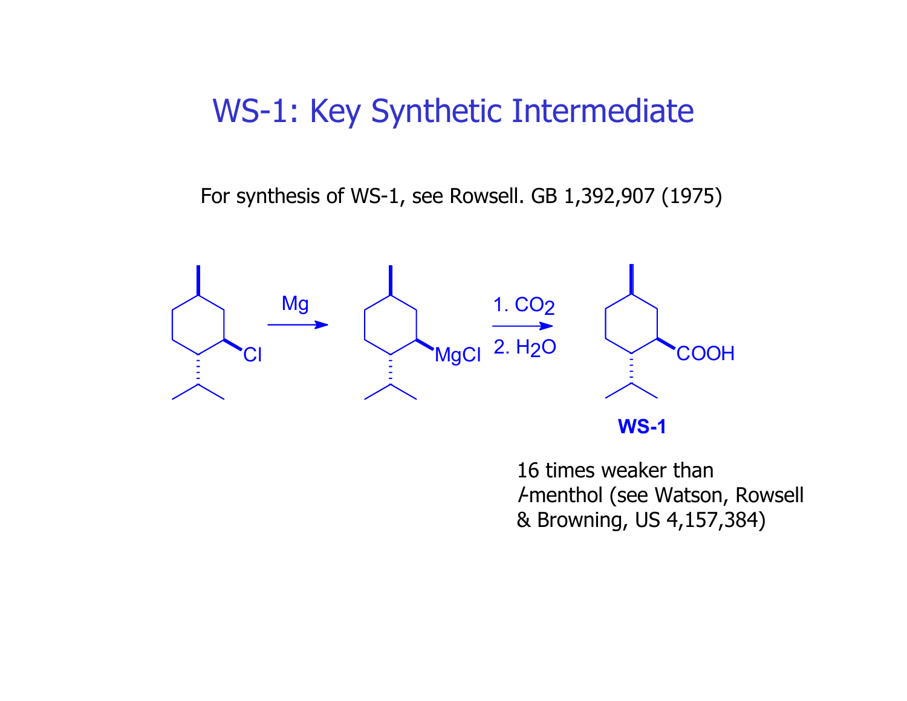# WS-1: Key Synthetic Intermediate

For synthesis of WS-1, see Rowsell. GB 1,392,907 (1975)

Mg

1. $CO_2$

2. $H_2O$

Cl

MgCl

COOH

**WS-1**

16 times weaker than *l*-menthol (see Watson, Rowsell & Browning, US 4,157,384)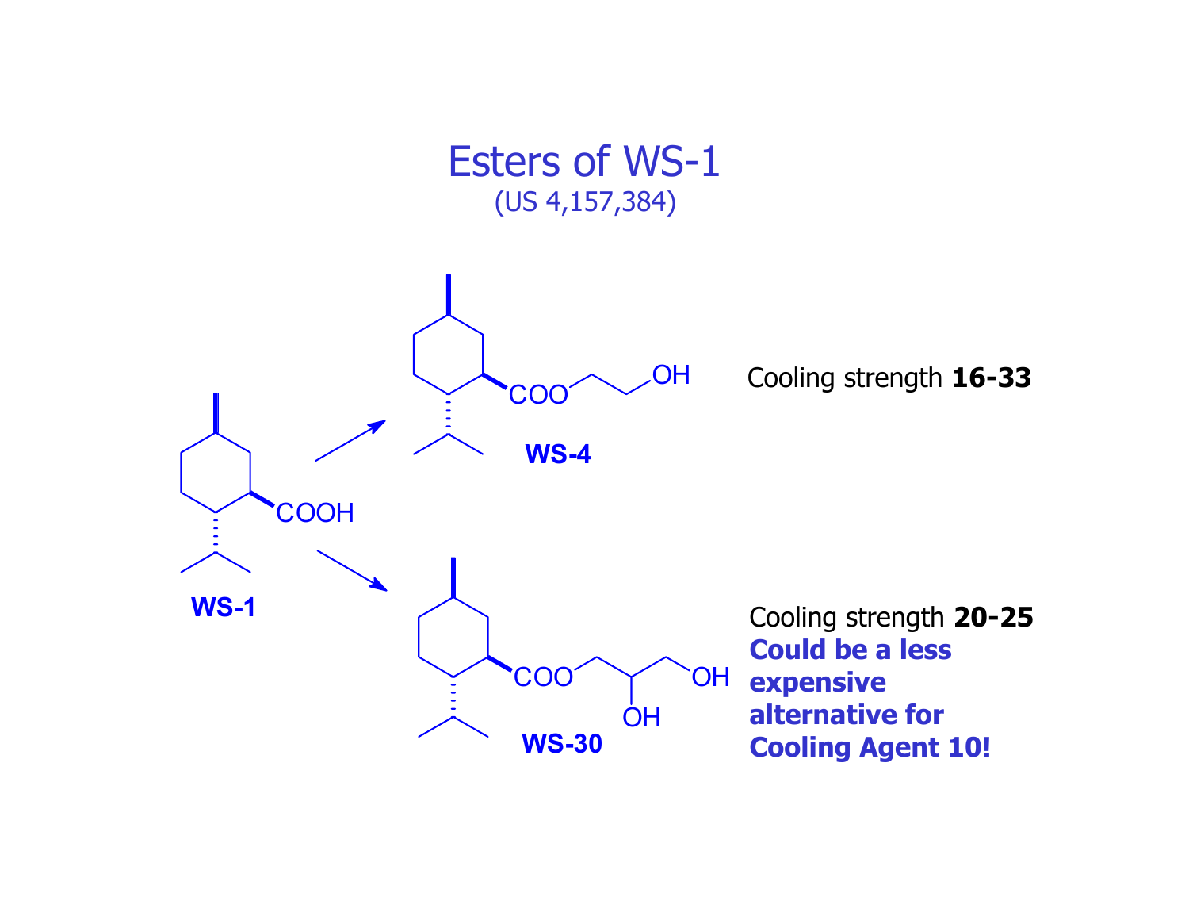# Esters of WS-1

(US 4,157,384)

WS-1

COOH

WS-4

COO OH

Cooling strength **16-33**

WS-30

COO OH OH

Cooling strength **20-25**

**Could be a less expensive alternative for Cooling Agent 10!**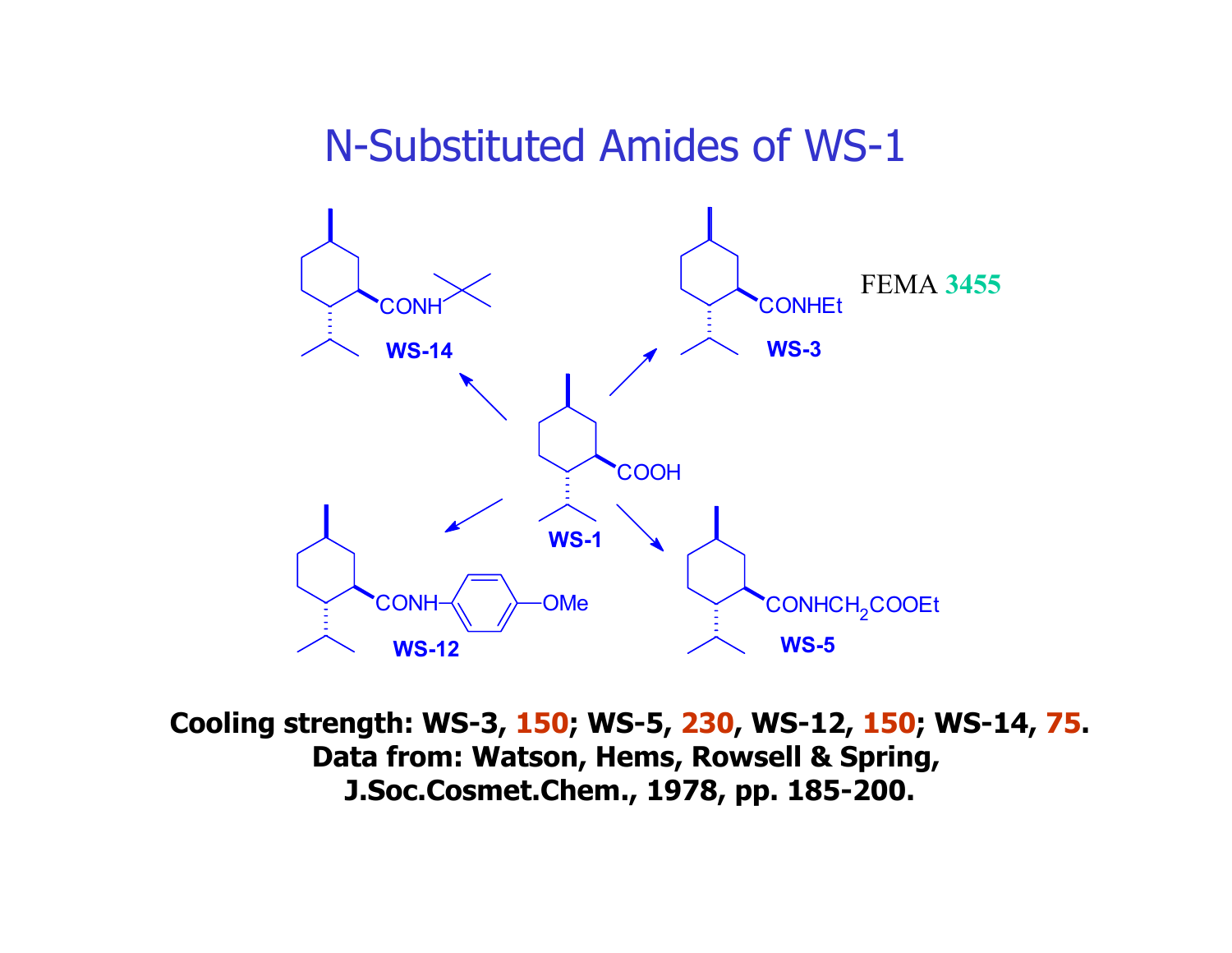# N-Substituted Amides of WS-1

WS-14

WS-3 FEMA 3455

WS-1

WS-12

WS-5

**Cooling strength: WS-3, 150; WS-5, 230, WS-12, 150; WS-14, 75.**
**Data from: Watson, Hems, Rowsell & Spring, J.Soc.Cosmet.Chem., 1978, pp. 185-200.**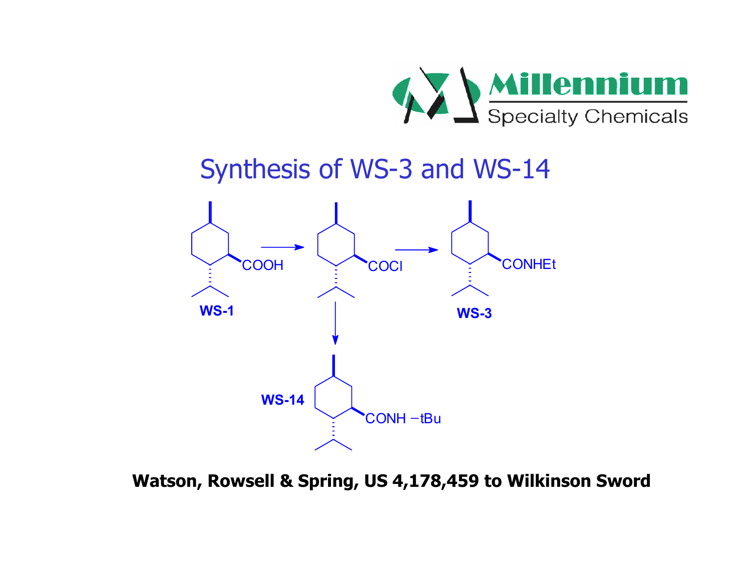# Synthesis of WS-3 and WS-14

COOH

WS-1

COCl

CONHEt

WS-3

WS-14

CONH −tBu

**Watson, Rowsell & Spring, US 4,178,459 to Wilkinson Sword**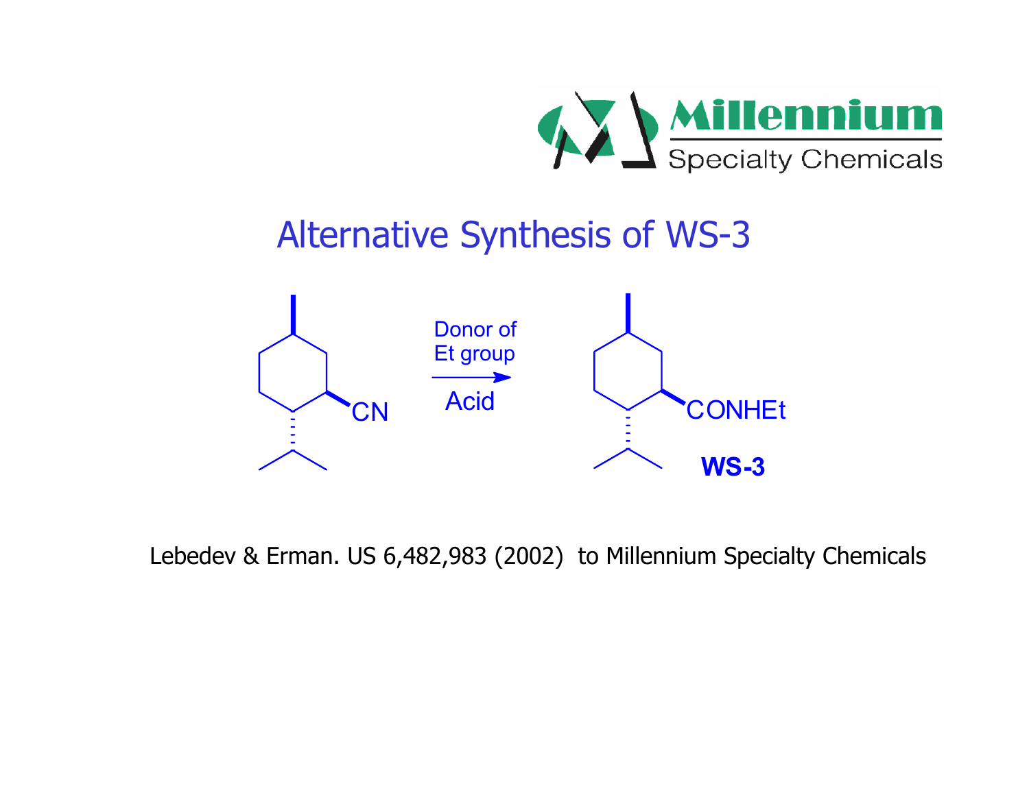# Alternative Synthesis of WS-3

CN → (Donor of Et group / Acid) → CONHEt

**WS-3**

Lebedev & Erman. US 6,482,983 (2002) to Millennium Specialty Chemicals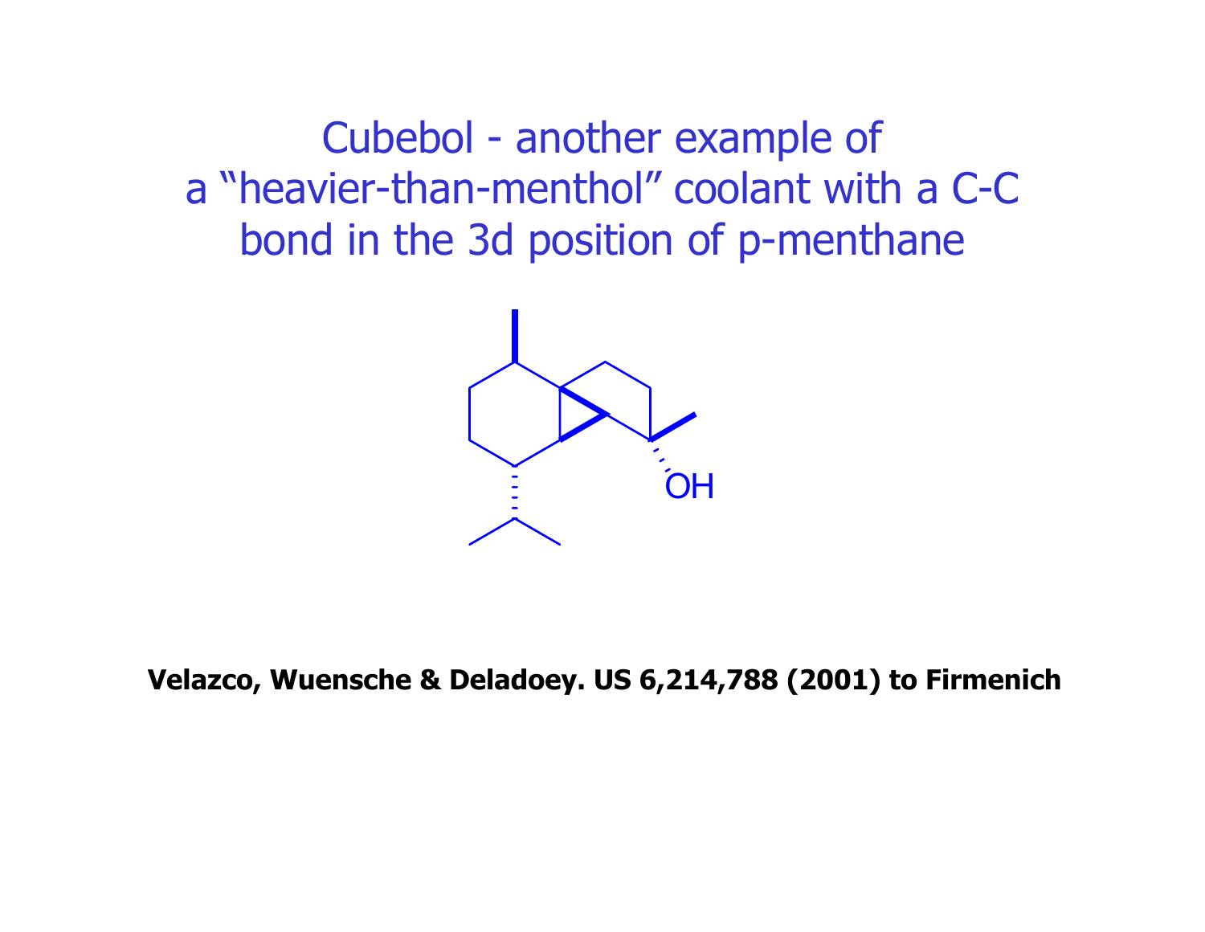# Cubebol - another example of a "heavier-than-menthol" coolant with a C-C bond in the 3d position of p-menthane

OH

**Velazco, Wuensche & Deladoey. US 6,214,788 (2001) to Firmenich**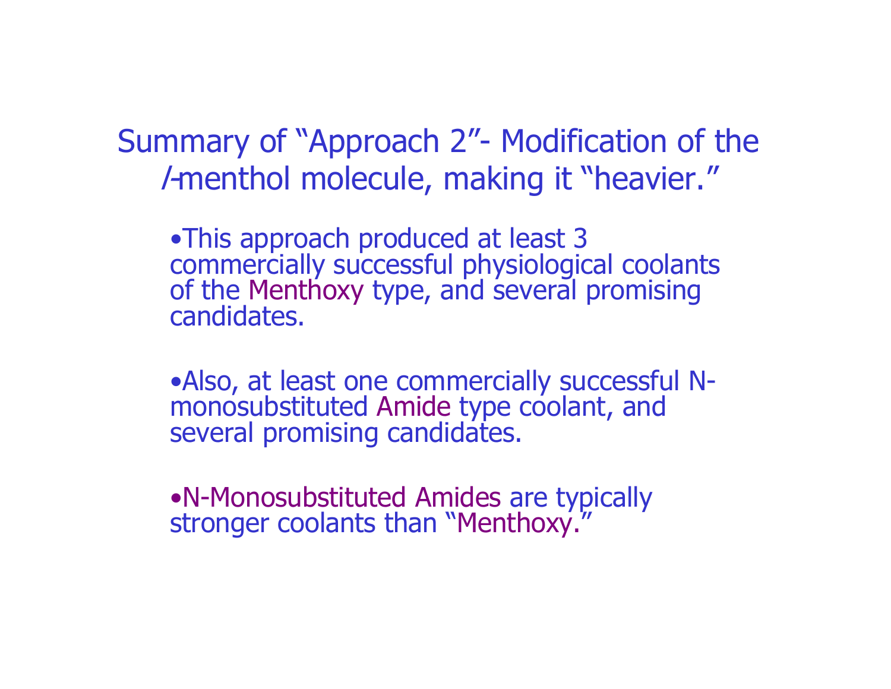# Summary of "Approach 2"- Modification of the *l*-menthol molecule, making it "heavier."

- This approach produced at least 3 commercially successful physiological coolants of the Menthoxy type, and several promising candidates.

- Also, at least one commercially successful N-monosubstituted Amide type coolant, and several promising candidates.

- N-Monosubstituted Amides are typically stronger coolants than "Menthoxy."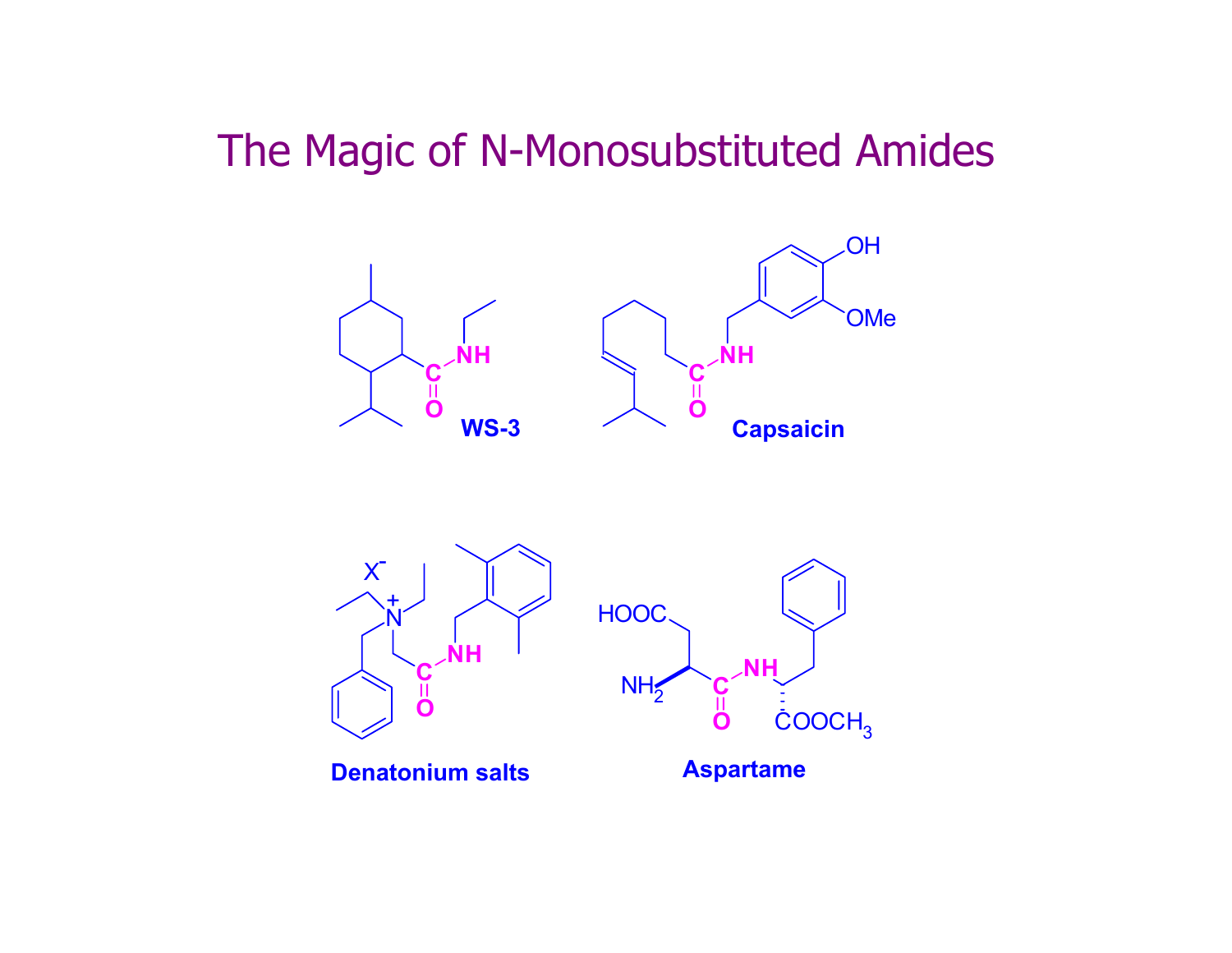# The Magic of N-Monosubstituted Amides

**WS-3**

**Capsaicin**

**Denatonium salts**

**Aspartame**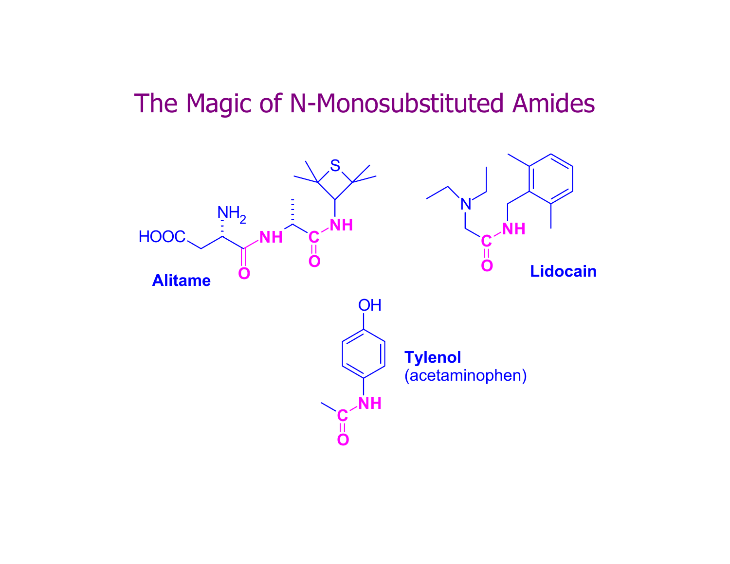# The Magic of N-Monosubstituted Amides

**Alitame**

**Lidocain**

**Tylenol**
(acetaminophen)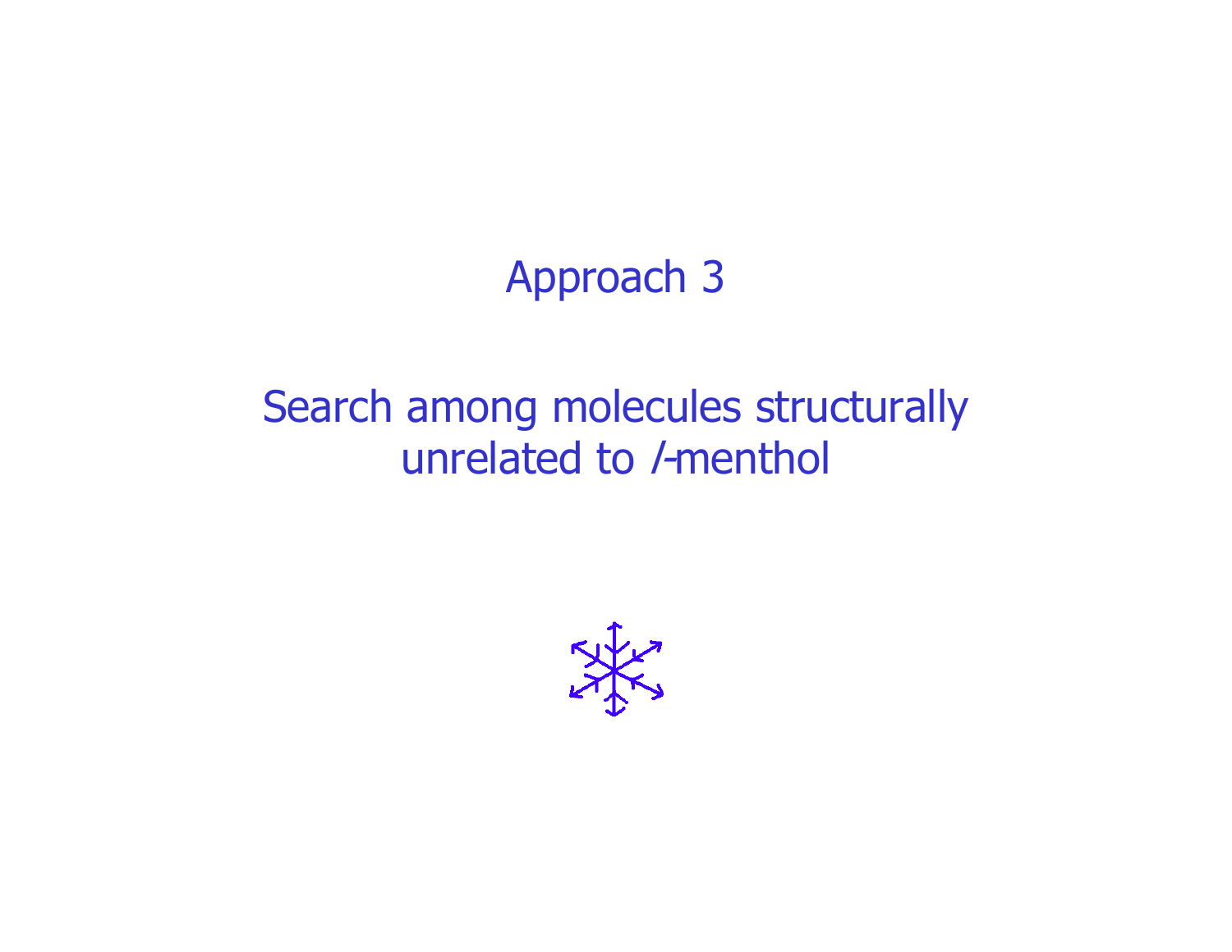# Approach 3

## Search among molecules structurally unrelated to *l*-menthol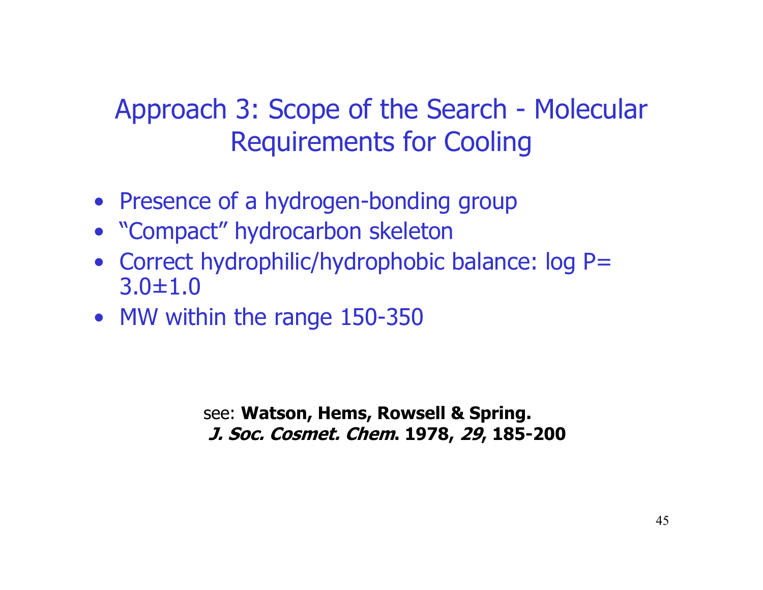# Approach 3: Scope of the Search - Molecular Requirements for Cooling

- Presence of a hydrogen-bonding group
- "Compact" hydrocarbon skeleton
- Correct hydrophilic/hydrophobic balance: log P= 3.0±1.0
- MW within the range 150-350

see: **Watson, Hems, Rowsell & Spring.** ***J. Soc. Cosmet. Chem*. 1978, *29*, 185-200**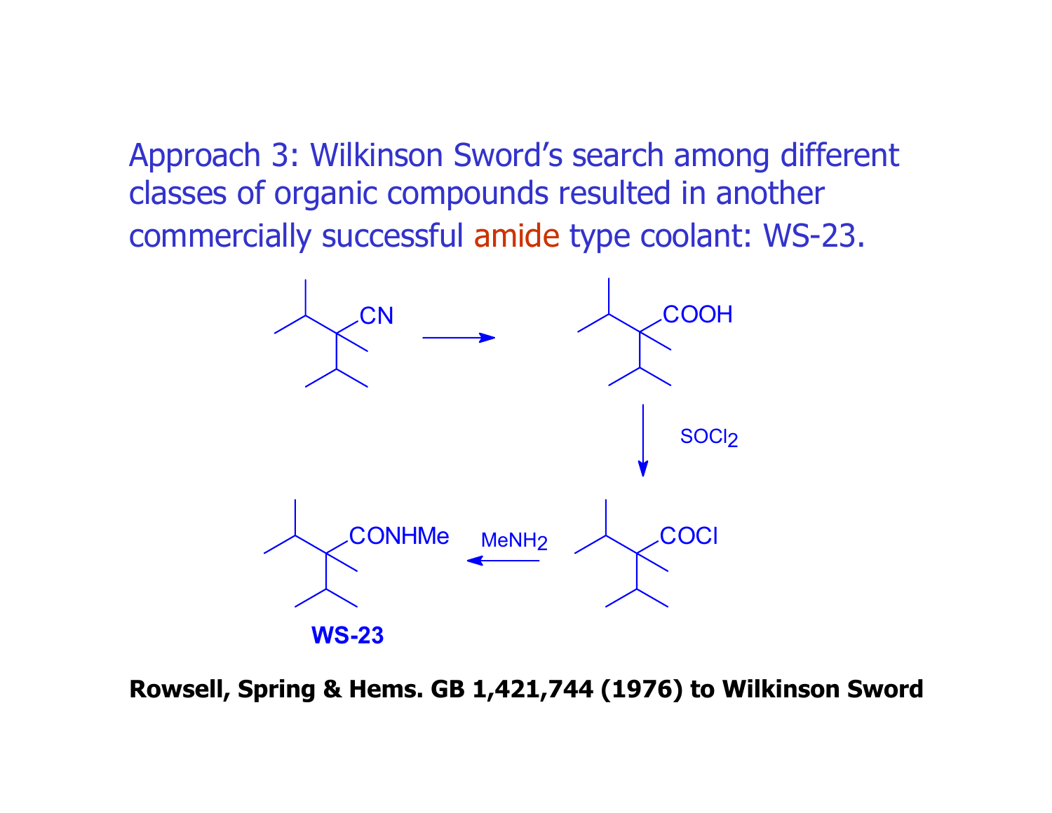Approach 3: Wilkinson Sword's search among different classes of organic compounds resulted in another commercially successful amide type coolant: WS-23.

CN → COOH

$SOCl_2$

COCl

$MeNH_2$

CONHMe

**WS-23**

**Rowsell, Spring & Hems. GB 1,421,744 (1976) to Wilkinson Sword**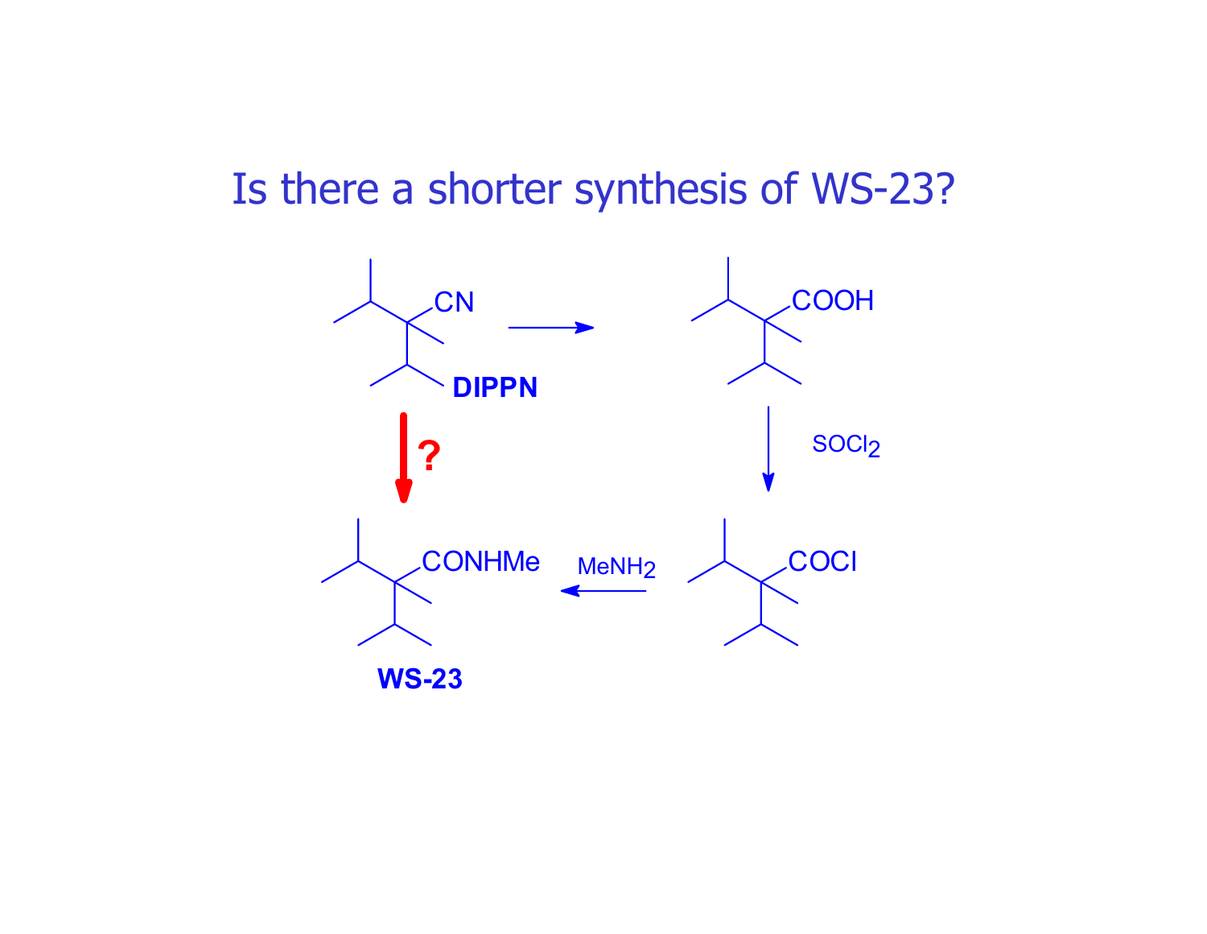# Is there a shorter synthesis of WS-23?

DIPPN

SOCl$_2$

MeNH$_2$

?

WS-23

CN

COOH

COCl

CONHMe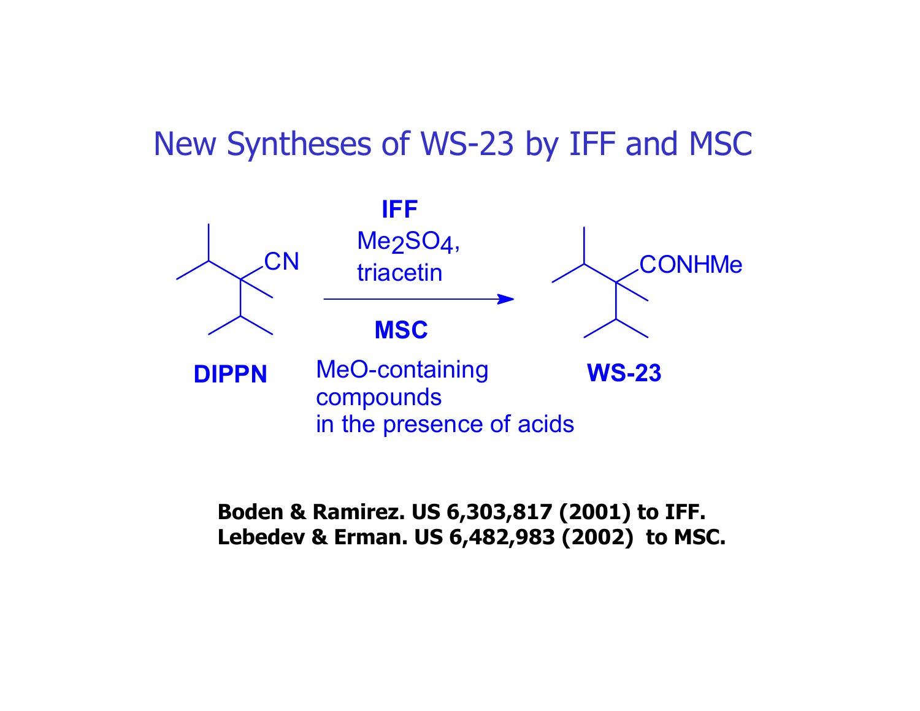# New Syntheses of WS-23 by IFF and MSC

**DIPPN** → **WS-23**

**IFF**
$Me_2SO_4$,
triacetin

**MSC**
MeO-containing compounds in the presence of acids

**Boden & Ramirez. US 6,303,817 (2001) to IFF.**
**Lebedev & Erman. US 6,482,983 (2002) to MSC.**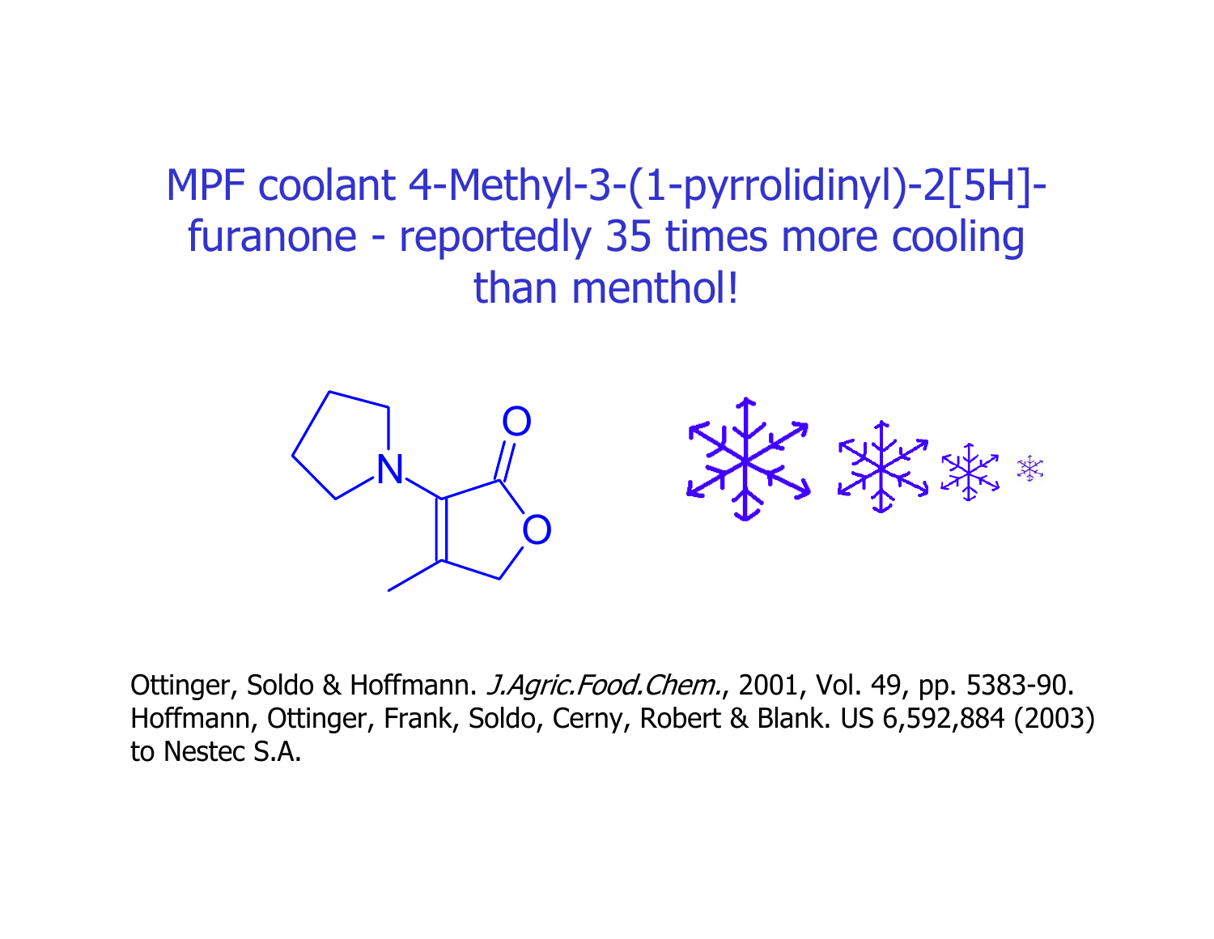# MPF coolant 4-Methyl-3-(1-pyrrolidinyl)-2[5H]-furanone - reportedly 35 times more cooling than menthol!

Ottinger, Soldo & Hoffmann. *J.Agric.Food.Chem.*, 2001, Vol. 49, pp. 5383-90.
Hoffmann, Ottinger, Frank, Soldo, Cerny, Robert & Blank. US 6,592,884 (2003) to Nestec S.A.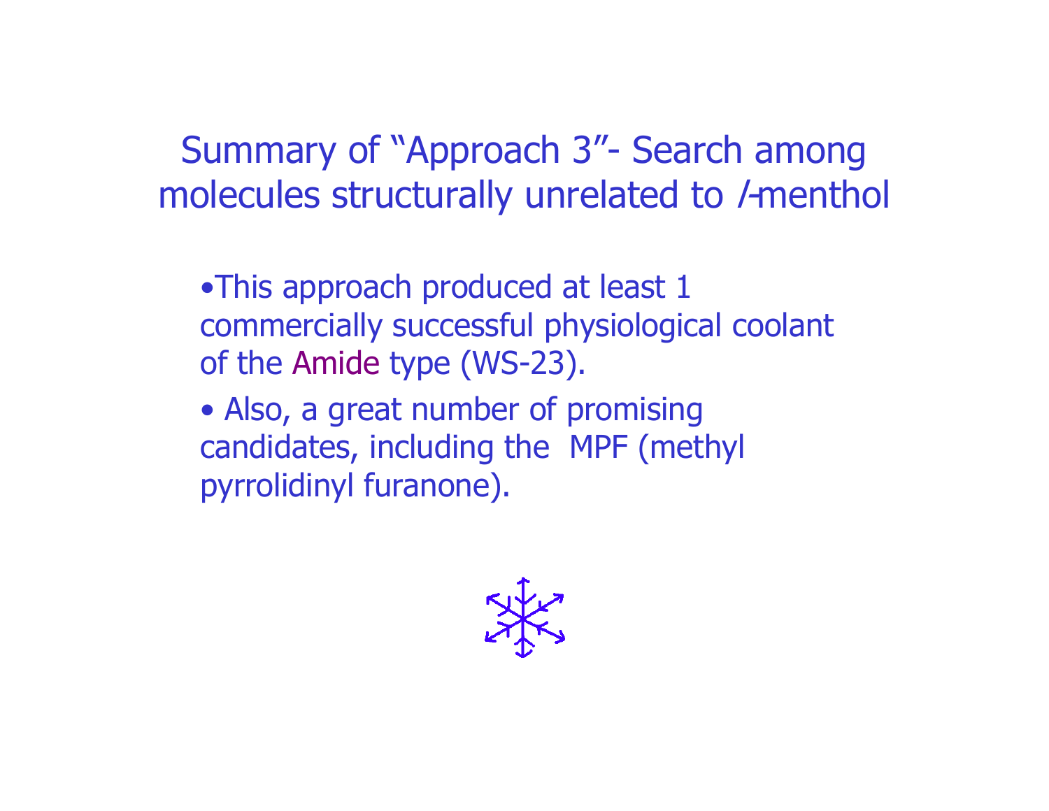# Summary of "Approach 3"- Search among molecules structurally unrelated to *l*-menthol

- This approach produced at least 1 commercially successful physiological coolant of the Amide type (WS-23).
- Also, a great number of promising candidates, including the MPF (methyl pyrrolidinyl furanone).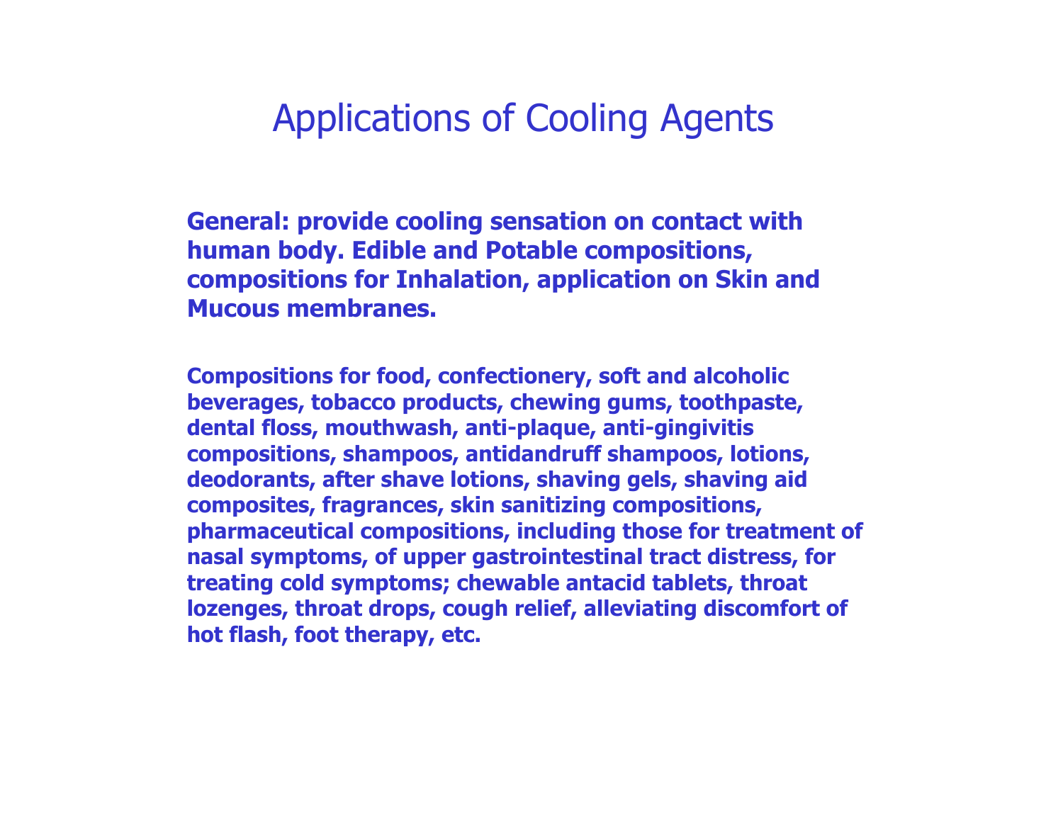# Applications of Cooling Agents

**General: provide cooling sensation on contact with human body. Edible and Potable compositions, compositions for Inhalation, application on Skin and Mucous membranes.**

**Compositions for food, confectionery, soft and alcoholic beverages, tobacco products, chewing gums, toothpaste, dental floss, mouthwash, anti-plaque, anti-gingivitis compositions, shampoos, antidandruff shampoos, lotions, deodorants, after shave lotions, shaving gels, shaving aid composites, fragrances, skin sanitizing compositions, pharmaceutical compositions, including those for treatment of nasal symptoms, of upper gastrointestinal tract distress, for treating cold symptoms; chewable antacid tablets, throat lozenges, throat drops, cough relief, alleviating discomfort of hot flash, foot therapy, etc.**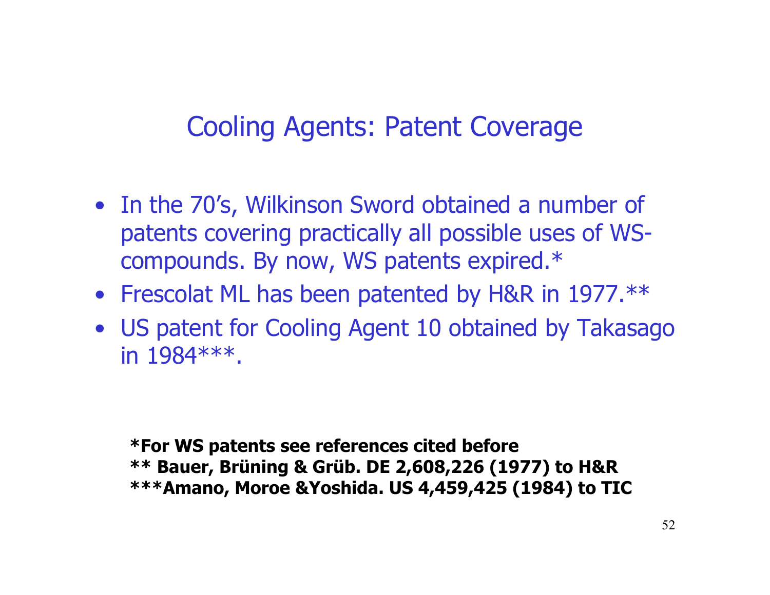# Cooling Agents: Patent Coverage

- In the 70's, Wilkinson Sword obtained a number of patents covering practically all possible uses of WS-compounds. By now, WS patents expired.*
- Frescolat ML has been patented by H&R in 1977.**
- US patent for Cooling Agent 10 obtained by Takasago in 1984***.

**\*For WS patents see references cited before**
**\*\* Bauer, Brüning & Grüb. DE 2,608,226 (1977) to H&R**
**\*\*\*Amano, Moroe &Yoshida. US 4,459,425 (1984) to TIC**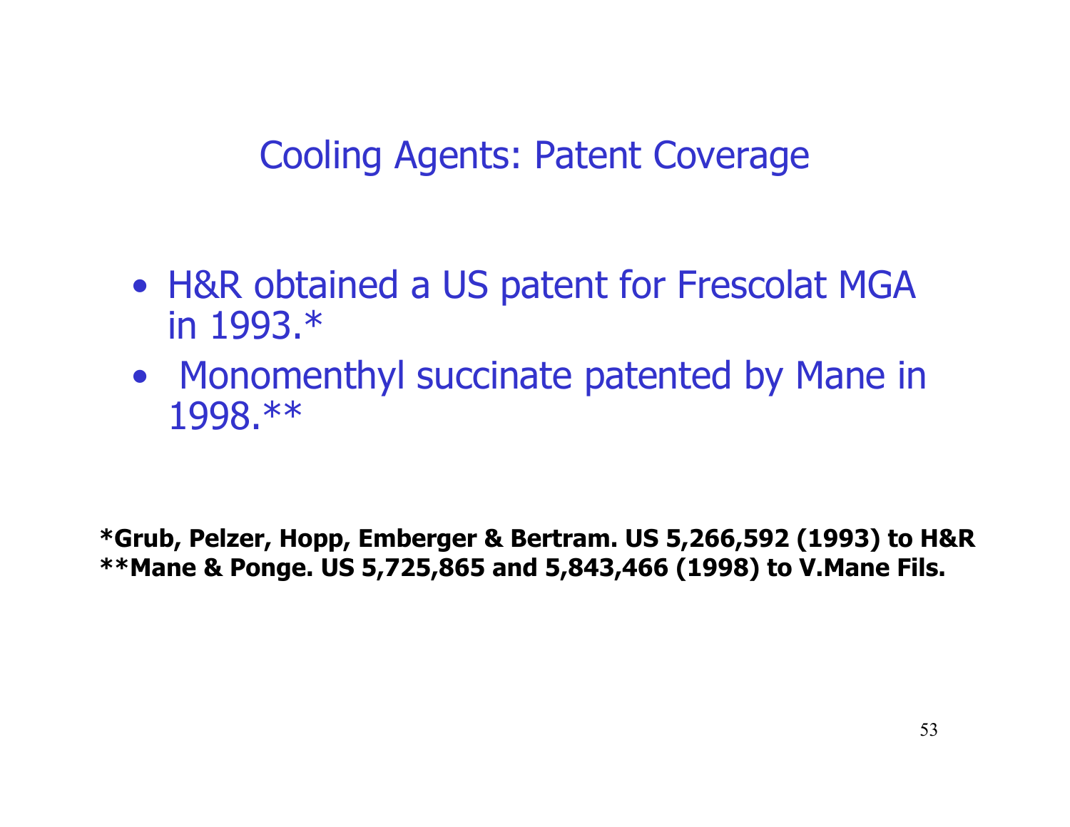# Cooling Agents: Patent Coverage

- H&R obtained a US patent for Frescolat MGA in 1993.*
- Monomenthyl succinate patented by Mane in 1998.**

**\*Grub, Pelzer, Hopp, Emberger & Bertram. US 5,266,592 (1993) to H&R**
**\*\*Mane & Ponge. US 5,725,865 and 5,843,466 (1998) to V.Mane Fils.**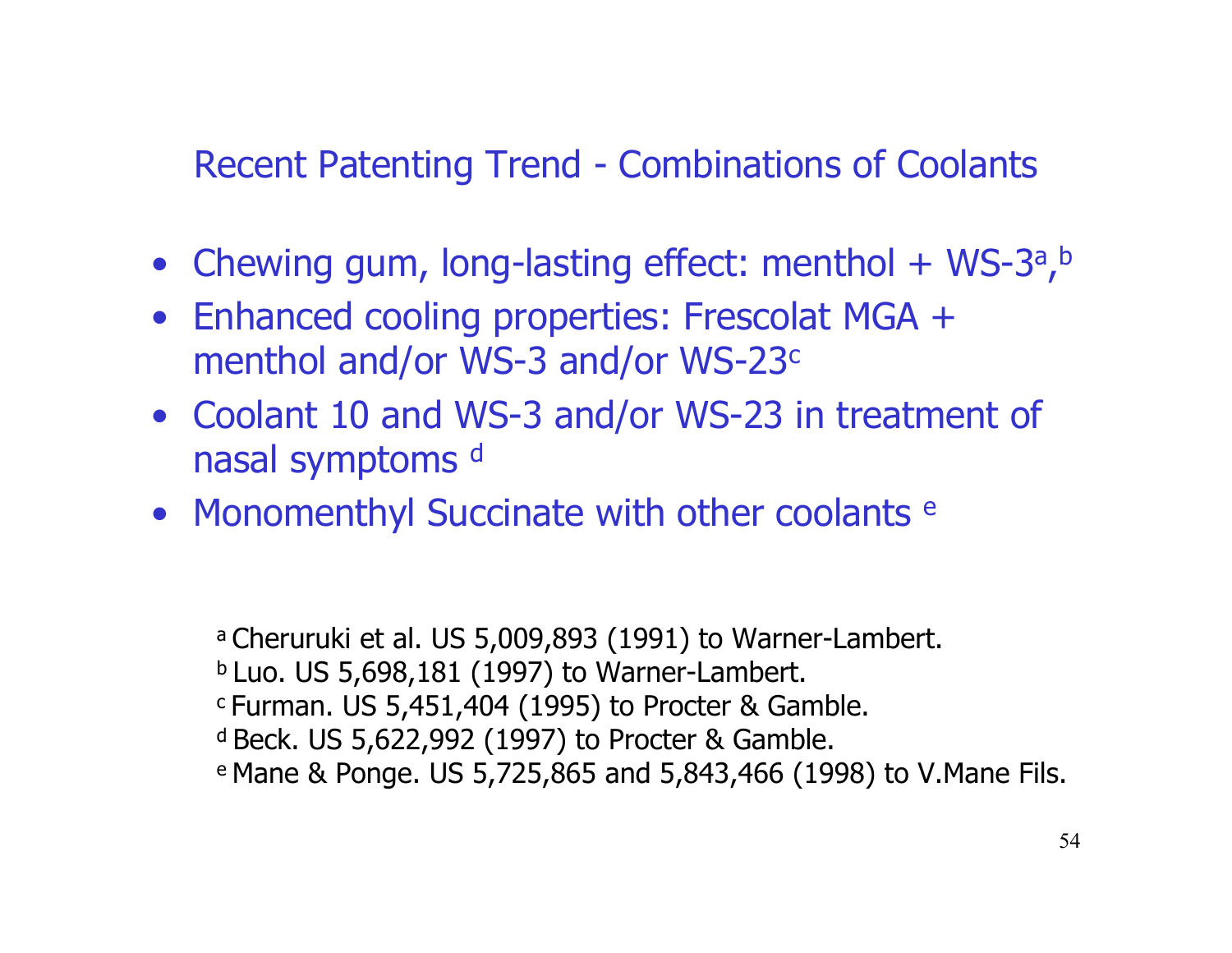## Recent Patenting Trend - Combinations of Coolants

- Chewing gum, long-lasting effect: menthol + WS-3[a,b]
- Enhanced cooling properties: Frescolat MGA + menthol and/or WS-3 and/or WS-23[c]
- Coolant 10 and WS-3 and/or WS-23 in treatment of nasal symptoms [d]
- Monomenthyl Succinate with other coolants [e]

[a] Cheruruki et al. US 5,009,893 (1991) to Warner-Lambert.
[b] Luo. US 5,698,181 (1997) to Warner-Lambert.
[c] Furman. US 5,451,404 (1995) to Procter & Gamble.
[d] Beck. US 5,622,992 (1997) to Procter & Gamble.
[e] Mane & Ponge. US 5,725,865 and 5,843,466 (1998) to V.Mane Fils.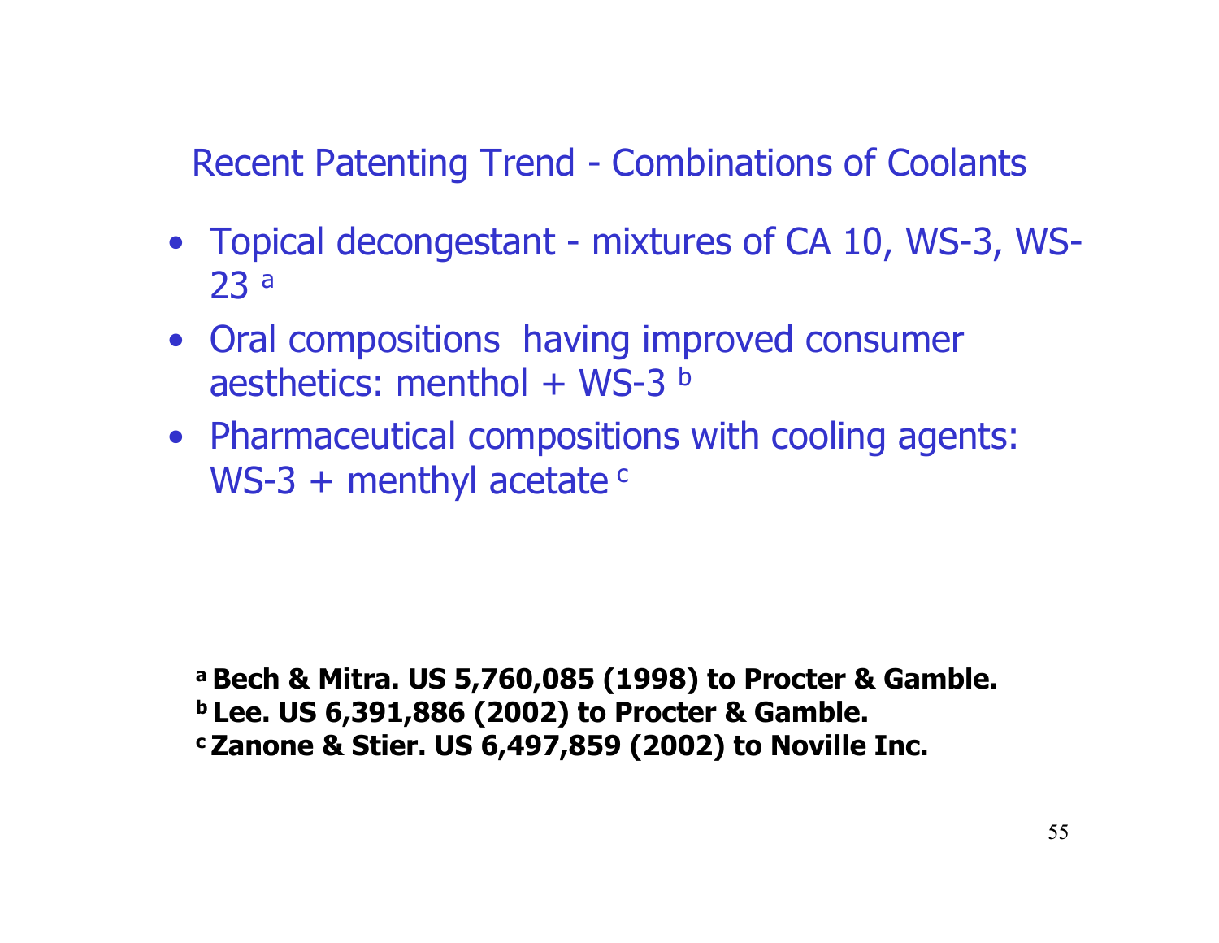## Recent Patenting Trend - Combinations of Coolants

- Topical decongestant - mixtures of CA 10, WS-3, WS-23 [a]
- Oral compositions having improved consumer aesthetics: menthol + WS-3 [b]
- Pharmaceutical compositions with cooling agents: WS-3 + menthyl acetate [c]

**[a] Bech & Mitra. US 5,760,085 (1998) to Procter & Gamble.**
**[b] Lee. US 6,391,886 (2002) to Procter & Gamble.**
**[c] Zanone & Stier. US 6,497,859 (2002) to Noville Inc.**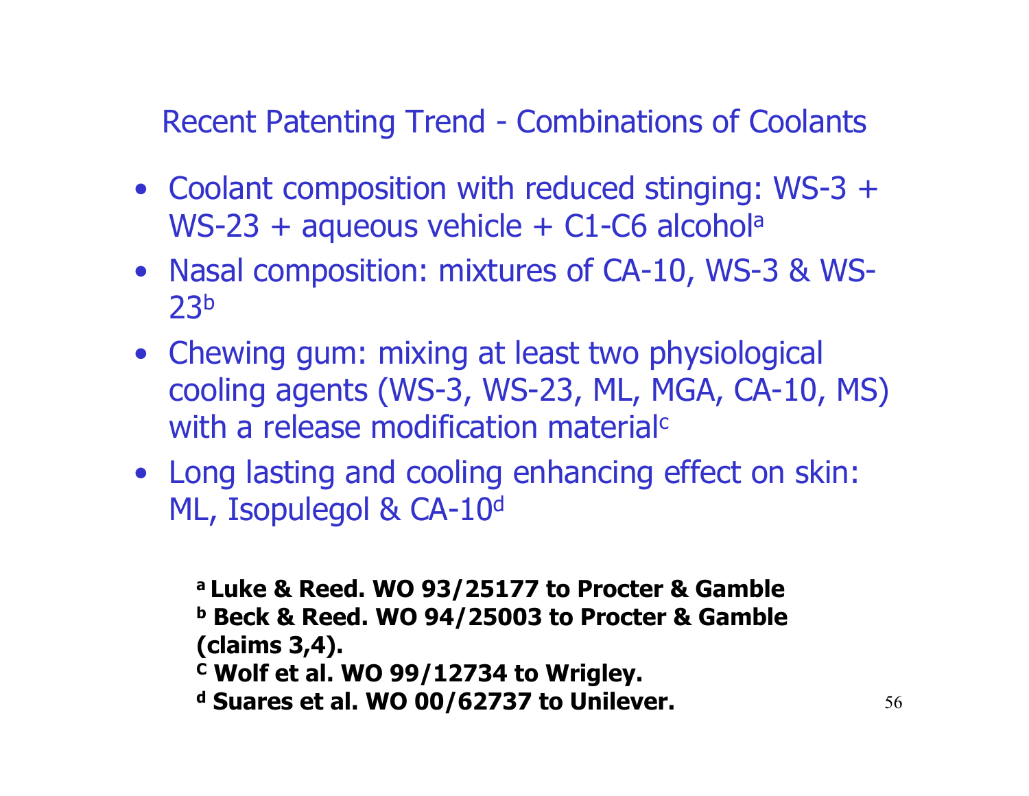## Recent Patenting Trend - Combinations of Coolants

- Coolant composition with reduced stinging: WS-3 + WS-23 + aqueous vehicle + C1-C6 alcohol[a]
- Nasal composition: mixtures of CA-10, WS-3 & WS-23[b]
- Chewing gum: mixing at least two physiological cooling agents (WS-3, WS-23, ML, MGA, CA-10, MS) with a release modification material[c]
- Long lasting and cooling enhancing effect on skin: ML, Isopulegol & CA-10[d]

**[a] Luke & Reed. WO 93/25177 to Procter & Gamble**
**[b] Beck & Reed. WO 94/25003 to Procter & Gamble (claims 3,4).**
**[c] Wolf et al. WO 99/12734 to Wrigley.**
**[d] Suares et al. WO 00/62737 to Unilever.**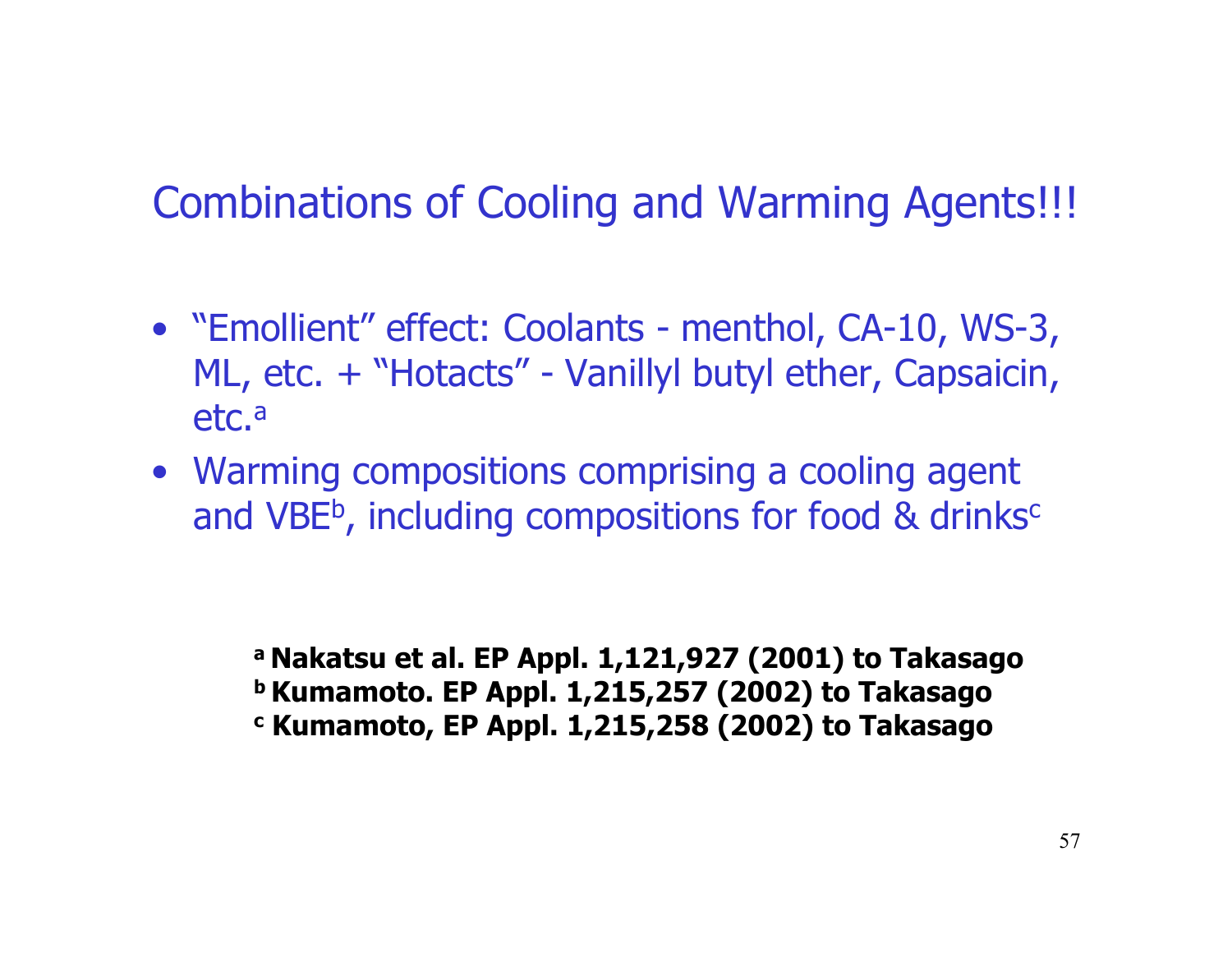# Combinations of Cooling and Warming Agents!!!

- "Emollient" effect: Coolants - menthol, CA-10, WS-3, ML, etc. + "Hotacts" - Vanillyl butyl ether, Capsaicin, etc.[a]
- Warming compositions comprising a cooling agent and VBE[b], including compositions for food & drinks[c]

**[a] Nakatsu et al. EP Appl. 1,121,927 (2001) to Takasago**
**[b] Kumamoto. EP Appl. 1,215,257 (2002) to Takasago**
**[c] Kumamoto, EP Appl. 1,215,258 (2002) to Takasago**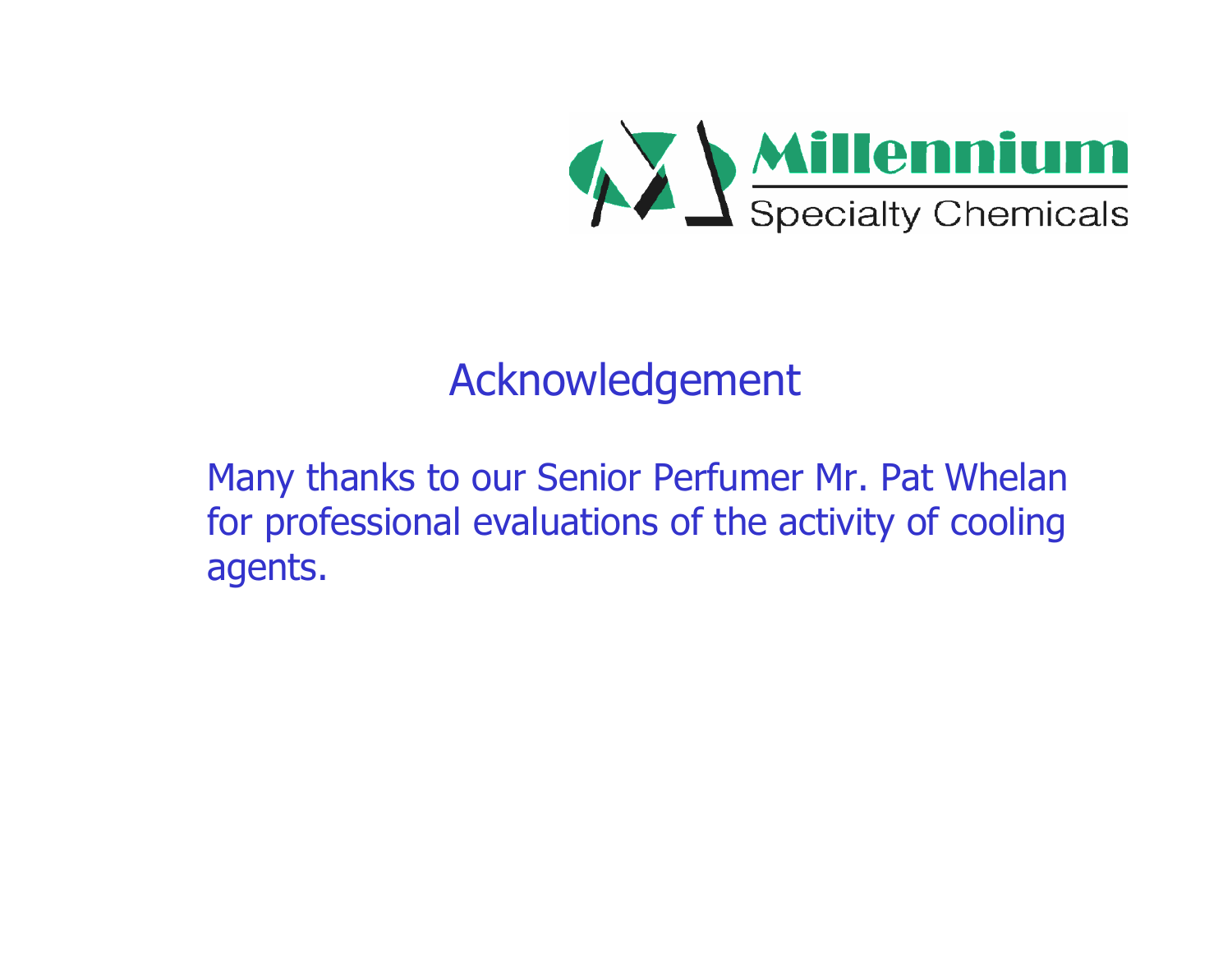Millennium Specialty Chemicals

# Acknowledgement

Many thanks to our Senior Perfumer Mr. Pat Whelan for professional evaluations of the activity of cooling agents.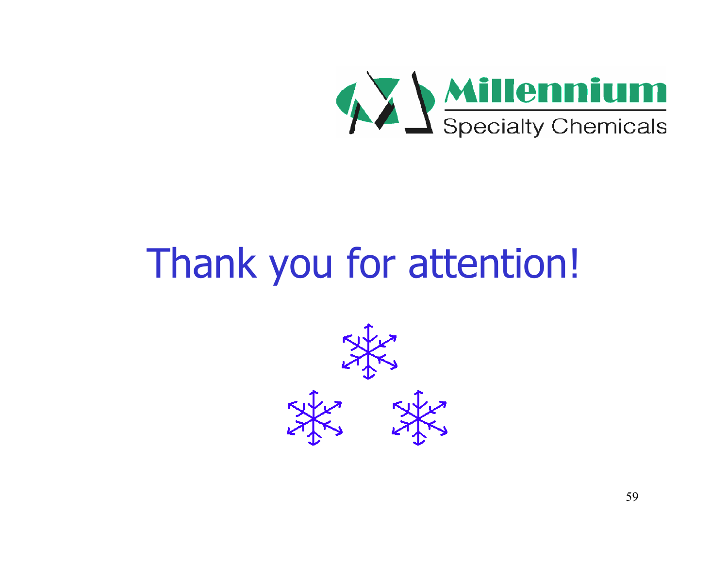Millennium

Specialty Chemicals

# Thank you for attention!